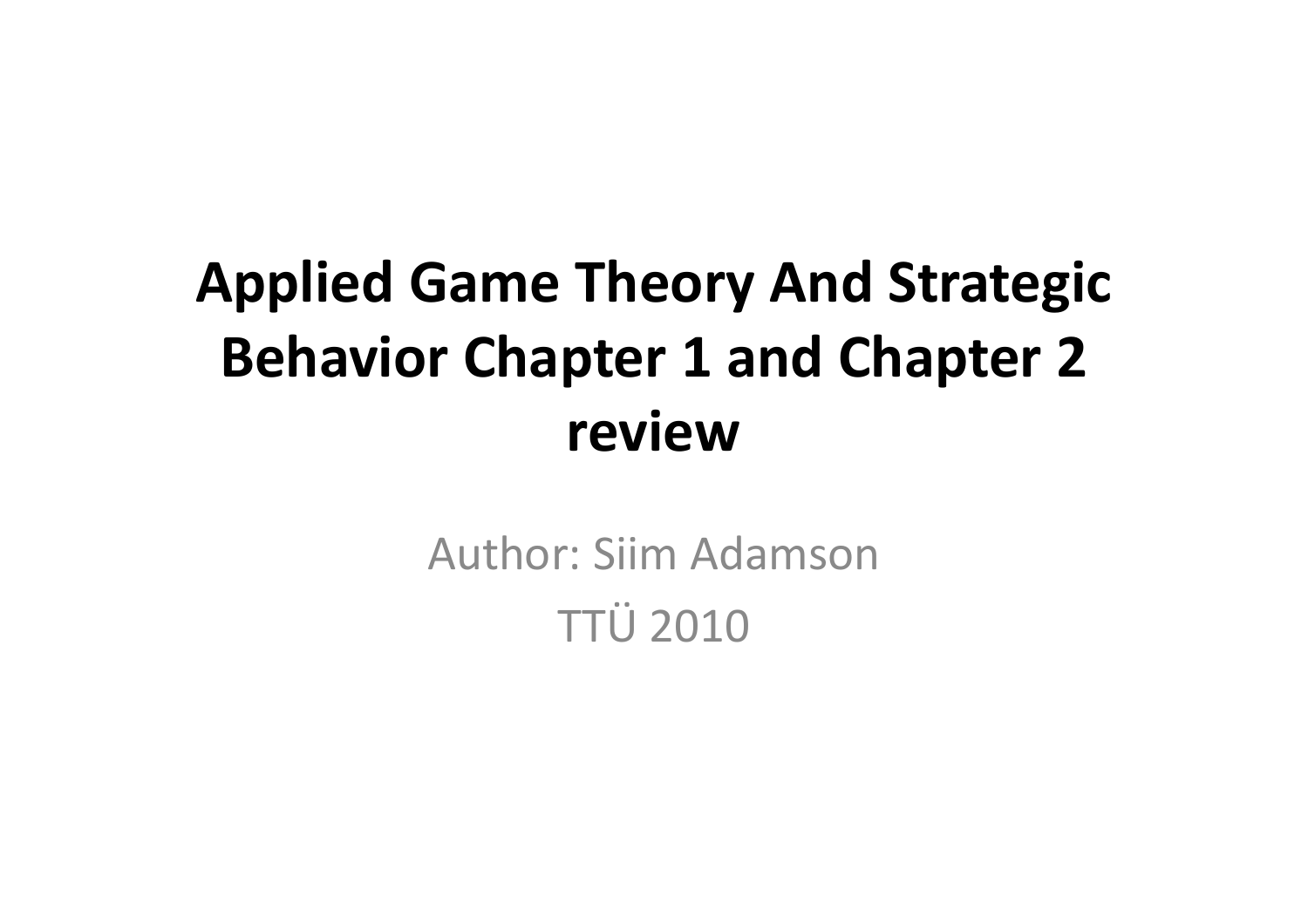# Applied Game Theory And Strategic Behavior Chapter 1 and Chapter 2 review

Author: Siim Adamson

TTÜ 2010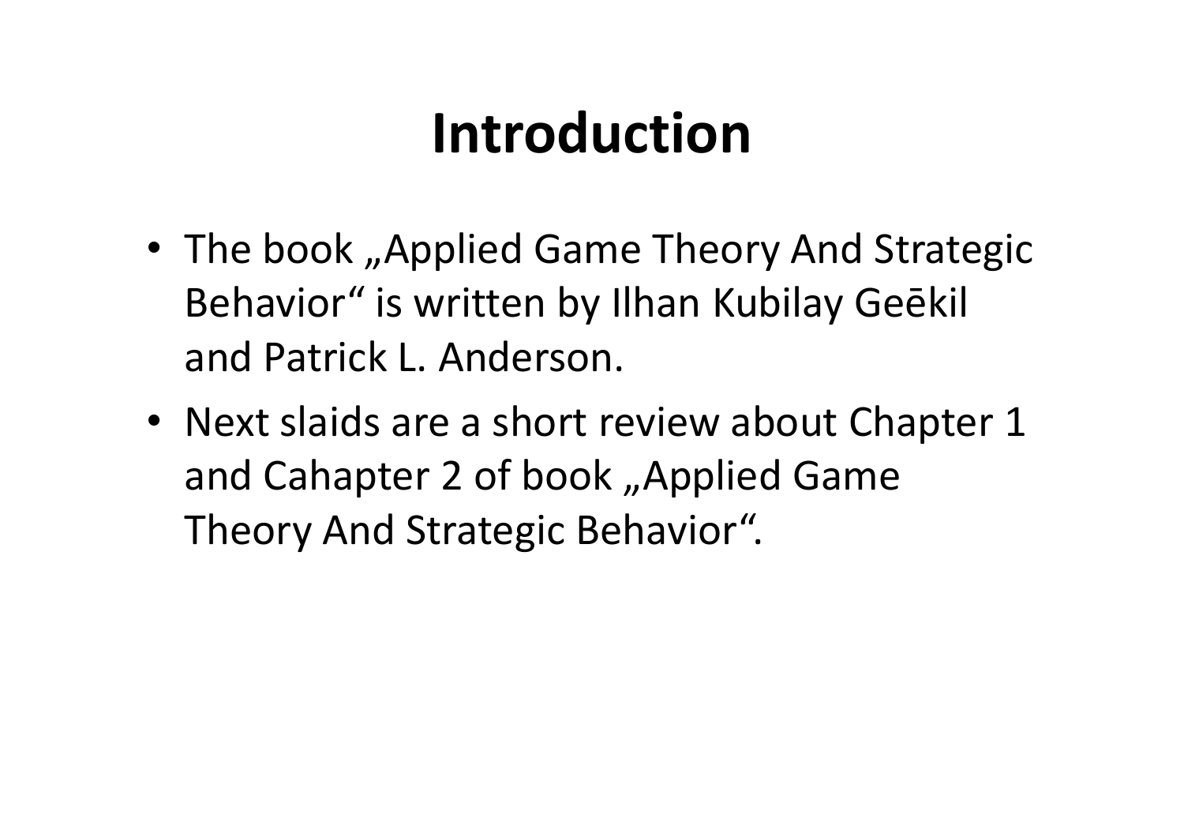# Introduction

- The book „Applied Game Theory And Strategic Behavior“ is written by Ilhan Kubilay Geēkil and Patrick L. Anderson.
- Next slaids are a short review about Chapter 1 and Cahapter 2 of book „Applied Game Theory And Strategic Behavior“.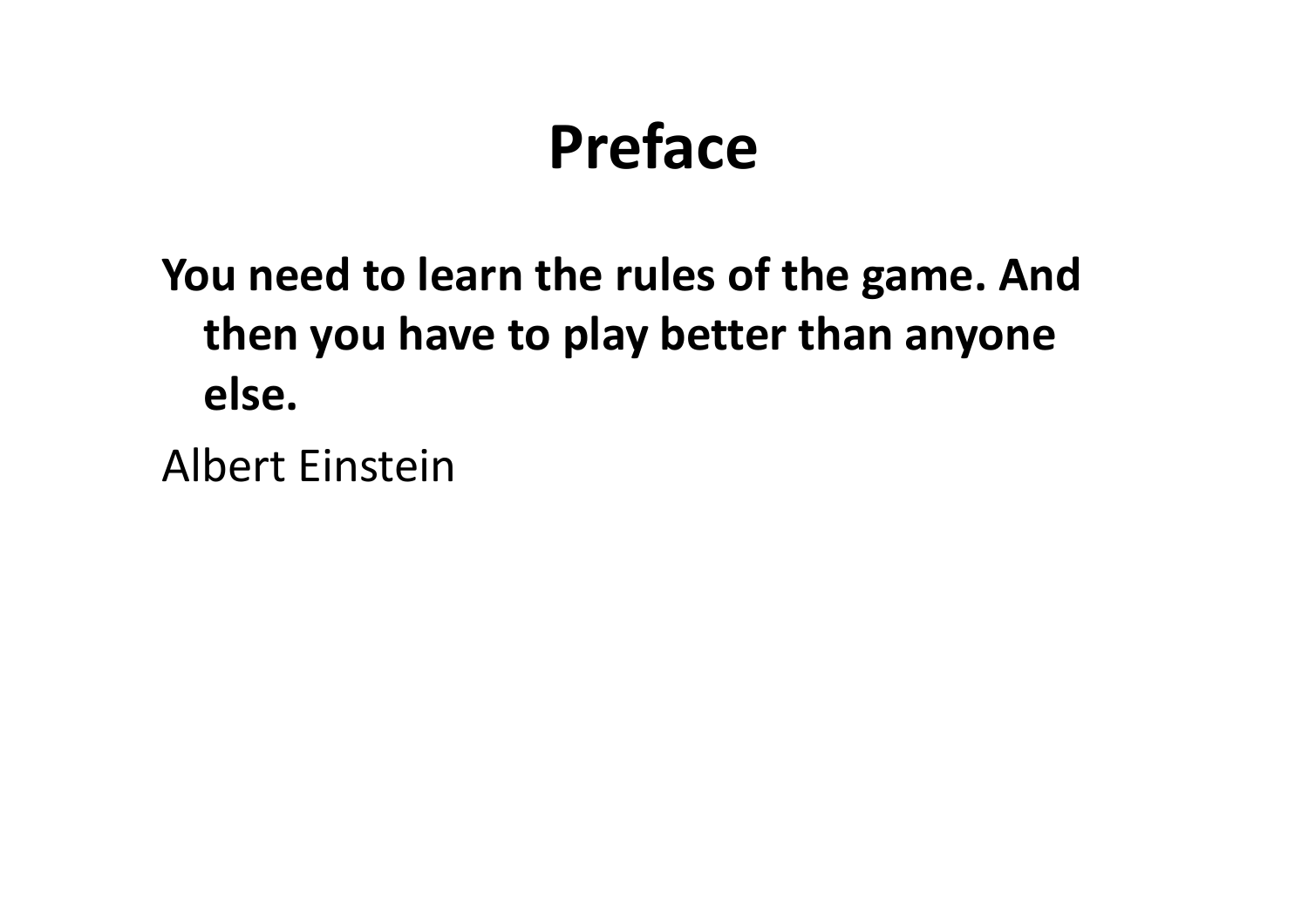# Preface

**You need to learn the rules of the game. And then you have to play better than anyone else.**

Albert Einstein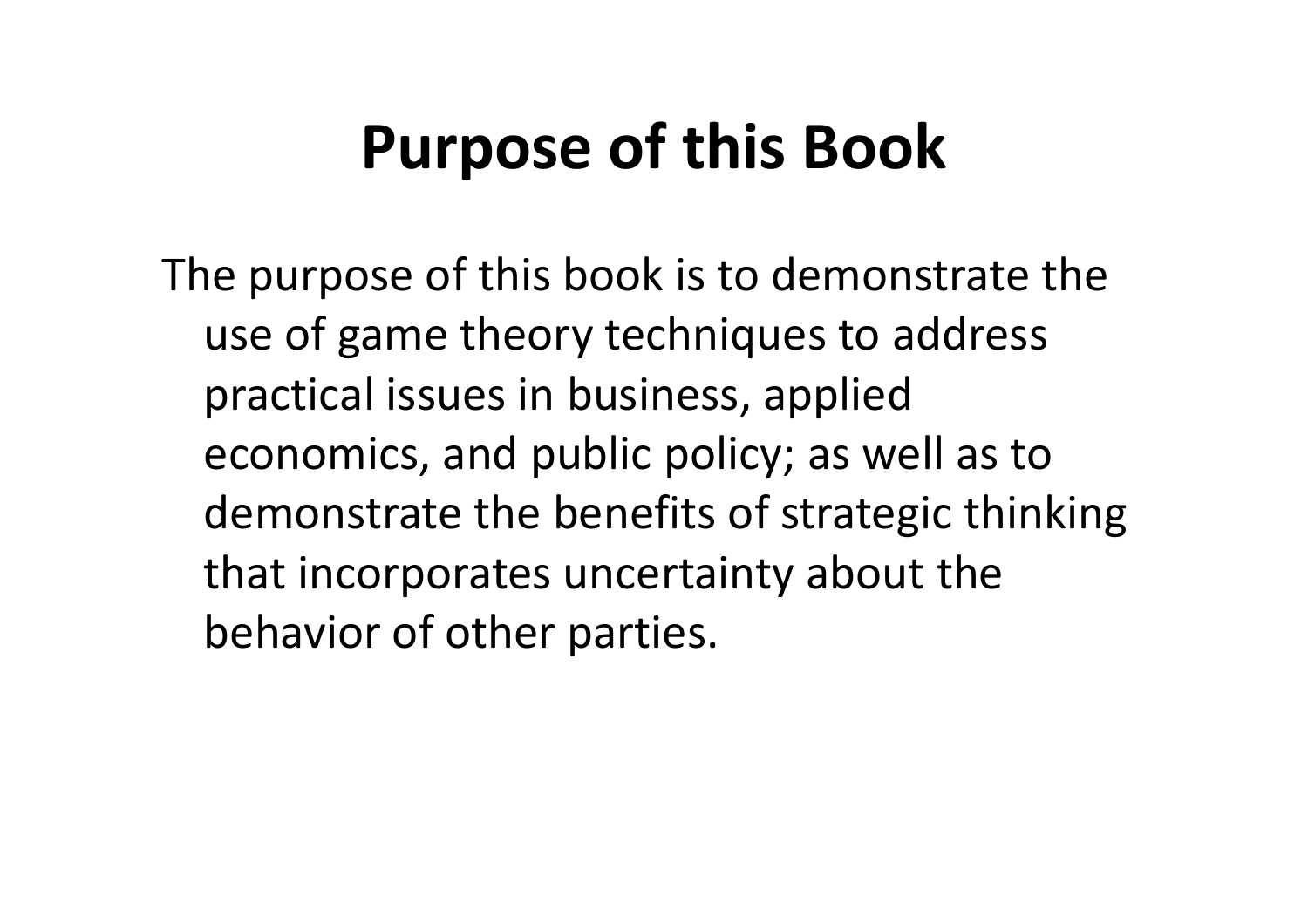# Purpose of this Book

The purpose of this book is to demonstrate the use of game theory techniques to address practical issues in business, applied economics, and public policy; as well as to demonstrate the benefits of strategic thinking that incorporates uncertainty about the behavior of other parties.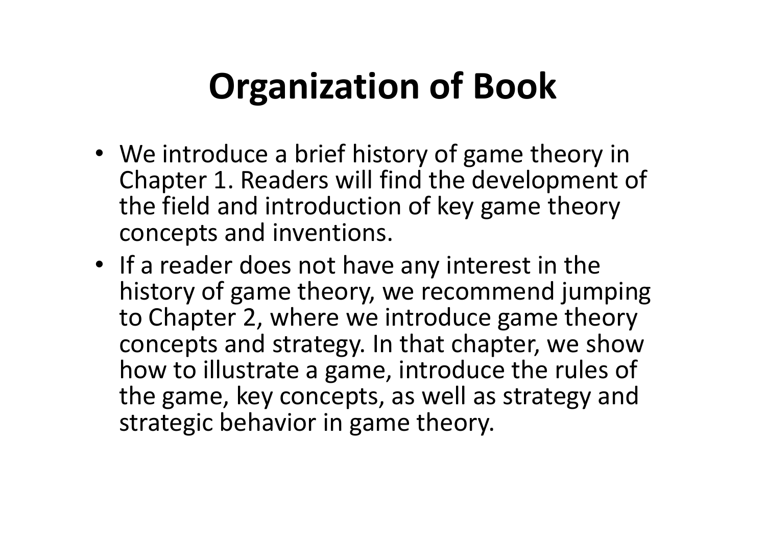# Organization of Book

- We introduce a brief history of game theory in Chapter 1. Readers will find the development of the field and introduction of key game theory concepts and inventions.
- If a reader does not have any interest in the history of game theory, we recommend jumping to Chapter 2, where we introduce game theory concepts and strategy. In that chapter, we show how to illustrate a game, introduce the rules of the game, key concepts, as well as strategy and strategic behavior in game theory.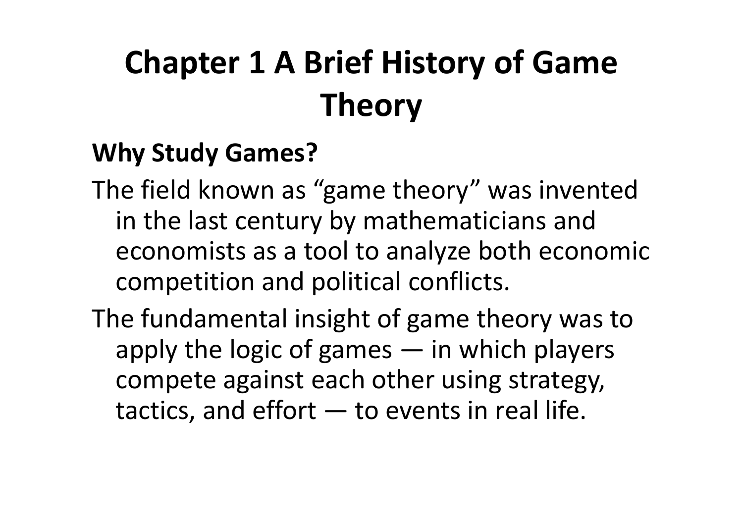# Chapter 1 A Brief History of Game Theory

## Why Study Games?

The field known as "game theory" was invented in the last century by mathematicians and economists as a tool to analyze both economic competition and political conflicts.

The fundamental insight of game theory was to apply the logic of games — in which players compete against each other using strategy, tactics, and effort — to events in real life.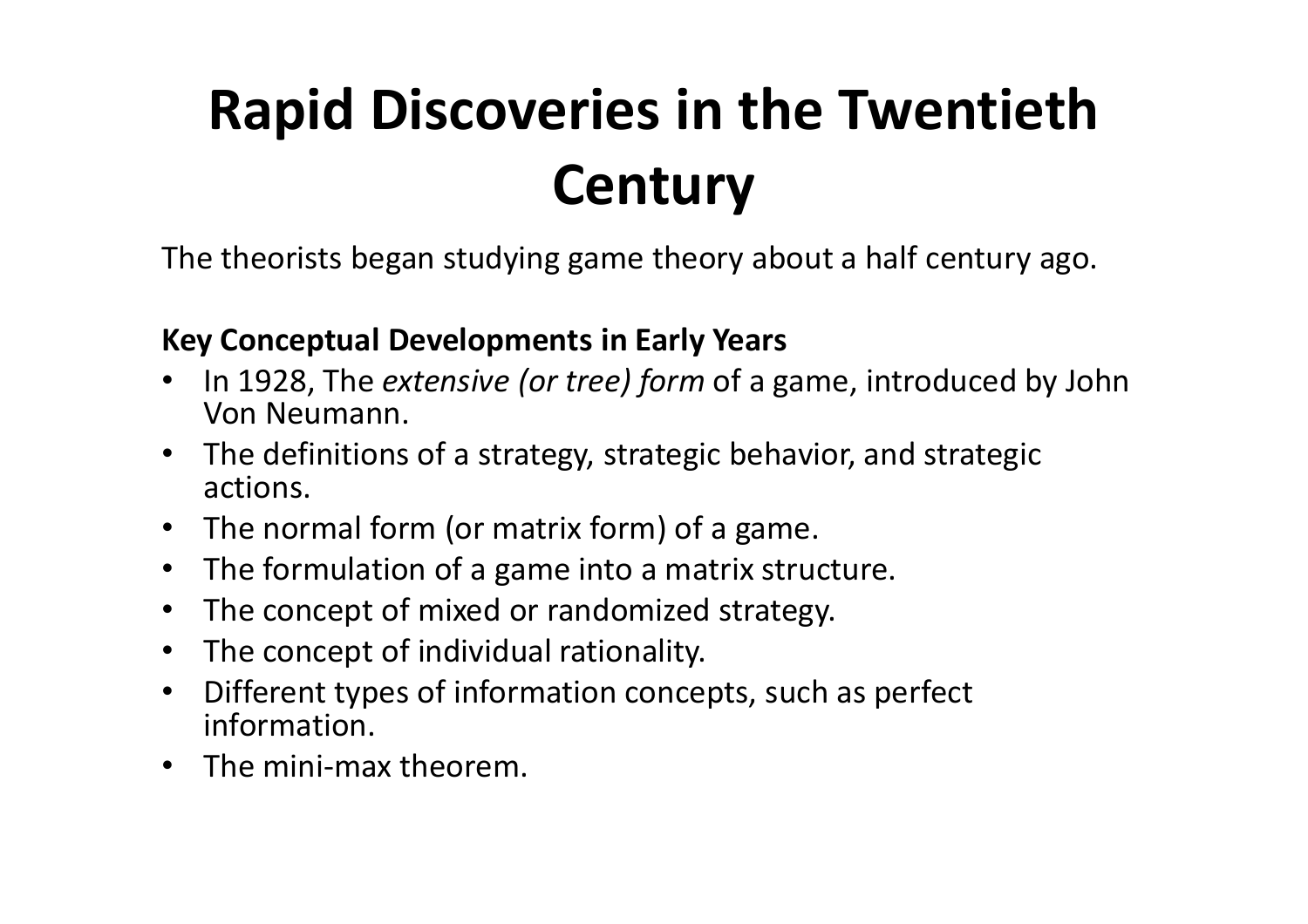# Rapid Discoveries in the Twentieth Century

The theorists began studying game theory about a half century ago.

**Key Conceptual Developments in Early Years**

- In 1928, The *extensive (or tree) form* of a game, introduced by John Von Neumann.
- The definitions of a strategy, strategic behavior, and strategic actions.
- The normal form (or matrix form) of a game.
- The formulation of a game into a matrix structure.
- The concept of mixed or randomized strategy.
- The concept of individual rationality.
- Different types of information concepts, such as perfect information.
- The mini-max theorem.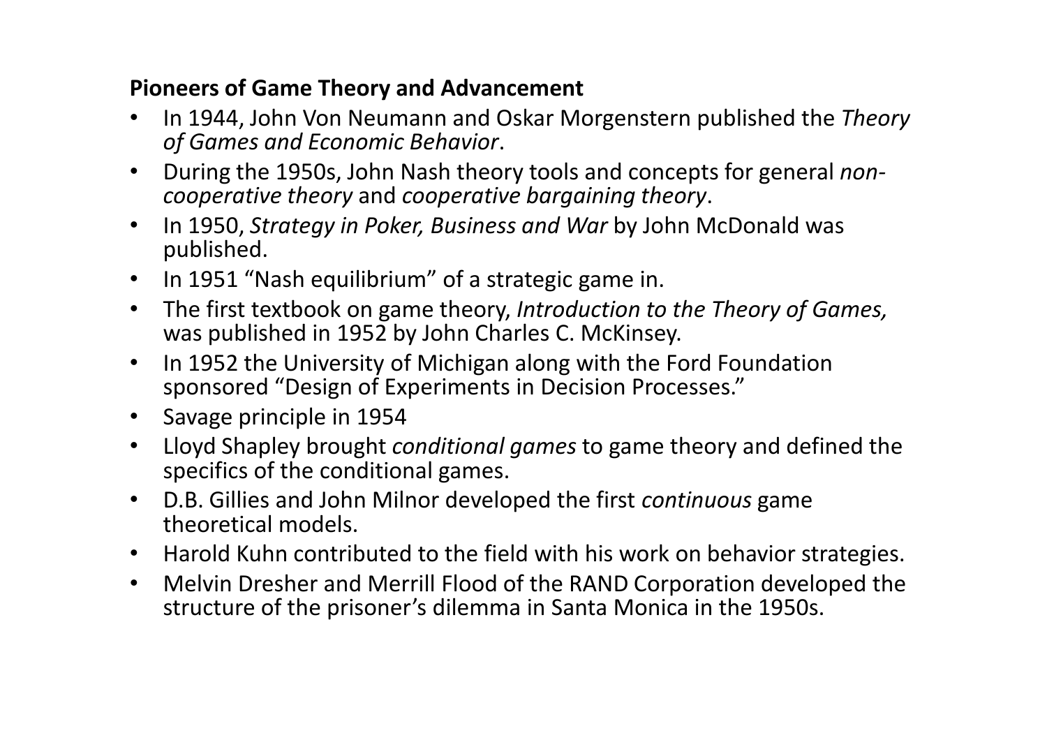**Pioneers of Game Theory and Advancement**

- In 1944, John Von Neumann and Oskar Morgenstern published the *Theory of Games and Economic Behavior*.
- During the 1950s, John Nash theory tools and concepts for general *non-cooperative theory* and *cooperative bargaining theory*.
- In 1950, *Strategy in Poker, Business and War* by John McDonald was published.
- In 1951 “Nash equilibrium” of a strategic game in.
- The first textbook on game theory, *Introduction to the Theory of Games,* was published in 1952 by John Charles C. McKinsey.
- In 1952 the University of Michigan along with the Ford Foundation sponsored “Design of Experiments in Decision Processes.”
- Savage principle in 1954
- Lloyd Shapley brought *conditional games* to game theory and defined the specifics of the conditional games.
- D.B. Gillies and John Milnor developed the first *continuous* game theoretical models.
- Harold Kuhn contributed to the field with his work on behavior strategies.
- Melvin Dresher and Merrill Flood of the RAND Corporation developed the structure of the prisoner’s dilemma in Santa Monica in the 1950s.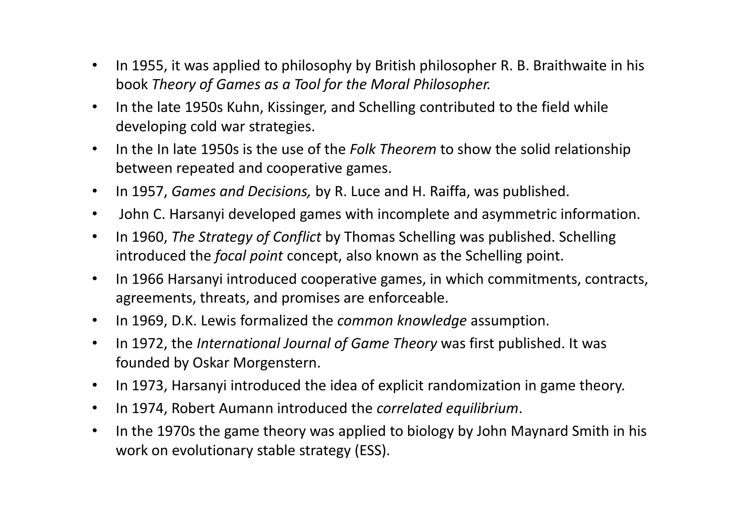- In 1955, it was applied to philosophy by British philosopher R. B. Braithwaite in his book *Theory of Games as a Tool for the Moral Philosopher.*
- In the late 1950s Kuhn, Kissinger, and Schelling contributed to the field while developing cold war strategies.
- In the In late 1950s is the use of the *Folk Theorem* to show the solid relationship between repeated and cooperative games.
- In 1957, *Games and Decisions,* by R. Luce and H. Raiffa, was published.
- John C. Harsanyi developed games with incomplete and asymmetric information.
- In 1960, *The Strategy of Conflict* by Thomas Schelling was published. Schelling introduced the *focal point* concept, also known as the Schelling point.
- In 1966 Harsanyi introduced cooperative games, in which commitments, contracts, agreements, threats, and promises are enforceable.
- In 1969, D.K. Lewis formalized the *common knowledge* assumption.
- In 1972, the *International Journal of Game Theory* was first published. It was founded by Oskar Morgenstern.
- In 1973, Harsanyi introduced the idea of explicit randomization in game theory.
- In 1974, Robert Aumann introduced the *correlated equilibrium*.
- In the 1970s the game theory was applied to biology by John Maynard Smith in his work on evolutionary stable strategy (ESS).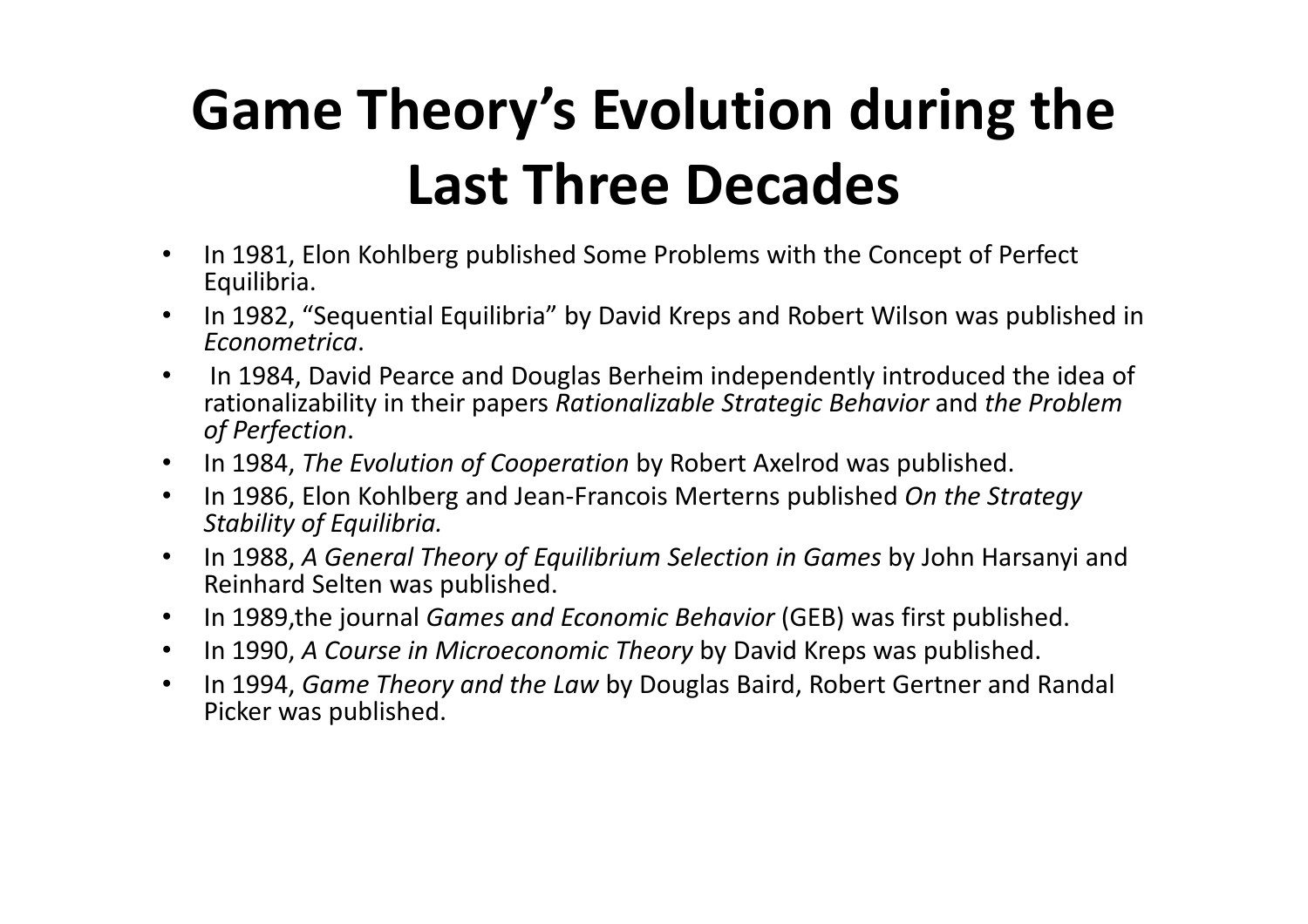# Game Theory's Evolution during the Last Three Decades

- In 1981, Elon Kohlberg published Some Problems with the Concept of Perfect Equilibria.
- In 1982, "Sequential Equilibria" by David Kreps and Robert Wilson was published in *Econometrica*.
- In 1984, David Pearce and Douglas Berheim independently introduced the idea of rationalizability in their papers *Rationalizable Strategic Behavior* and *the Problem of Perfection*.
- In 1984, *The Evolution of Cooperation* by Robert Axelrod was published.
- In 1986, Elon Kohlberg and Jean-Francois Merterns published *On the Strategy Stability of Equilibria.*
- In 1988, *A General Theory of Equilibrium Selection in Games* by John Harsanyi and Reinhard Selten was published.
- In 1989,the journal *Games and Economic Behavior* (GEB) was first published.
- In 1990, *A Course in Microeconomic Theory* by David Kreps was published.
- In 1994, *Game Theory and the Law* by Douglas Baird, Robert Gertner and Randal Picker was published.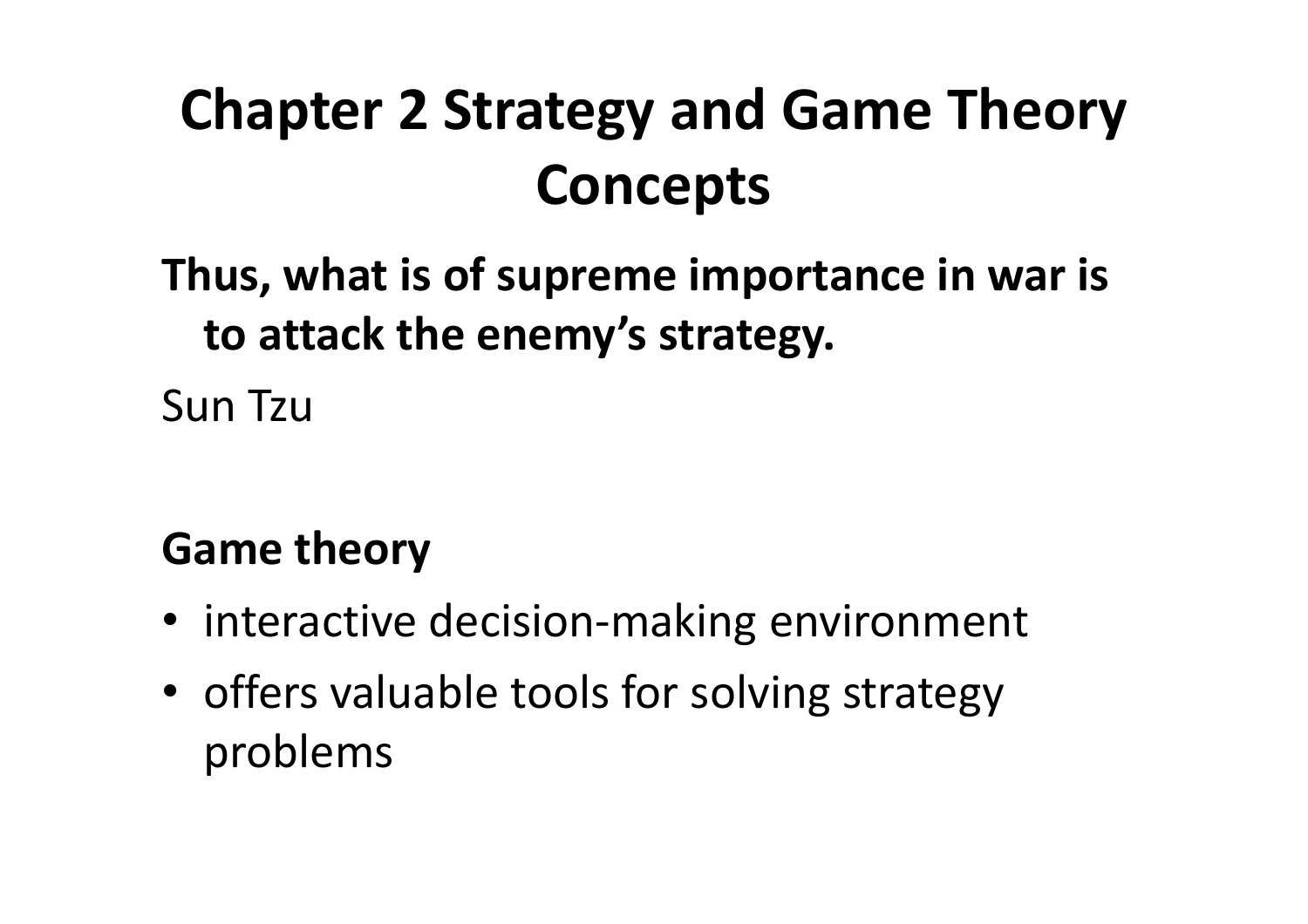# Chapter 2 Strategy and Game Theory Concepts

**Thus, what is of supreme importance in war is to attack the enemy's strategy.**

Sun Tzu

**Game theory**

- interactive decision-making environment
- offers valuable tools for solving strategy problems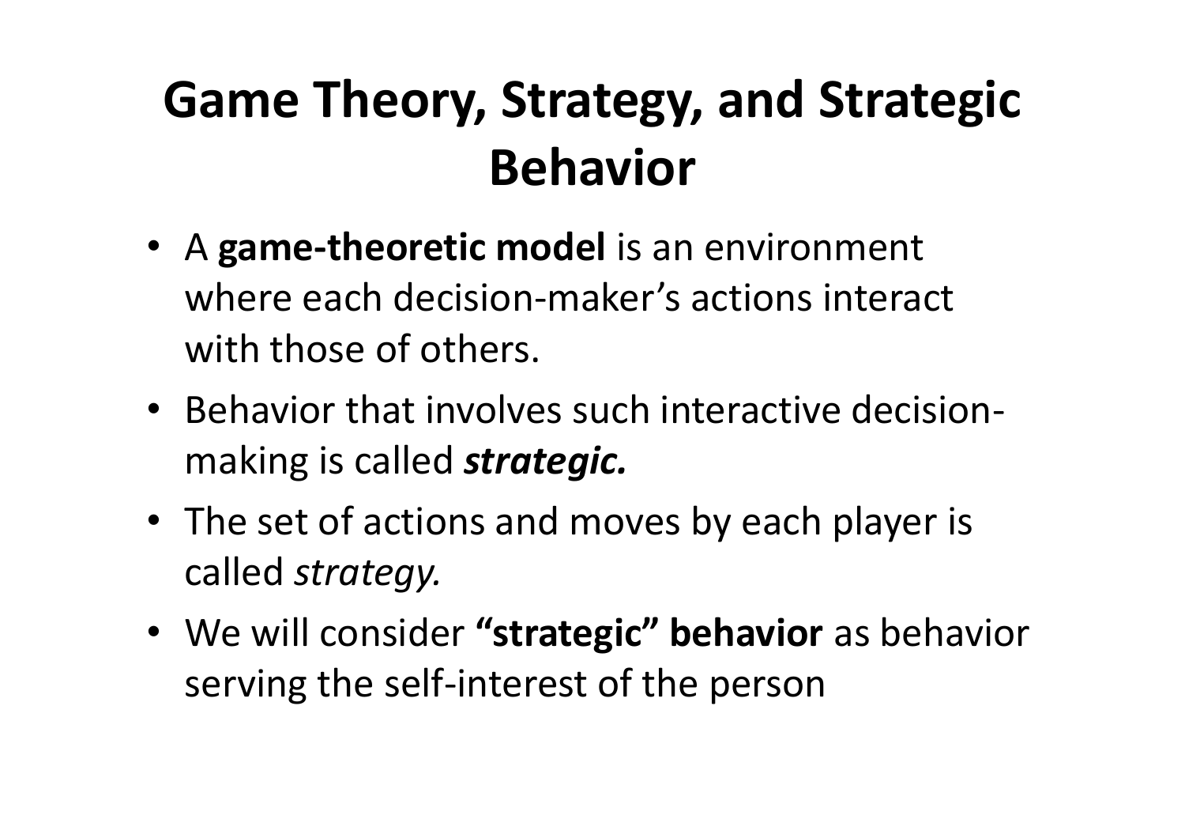# Game Theory, Strategy, and Strategic Behavior

- A **game-theoretic model** is an environment where each decision-maker's actions interact with those of others.
- Behavior that involves such interactive decision-making is called ***strategic.***
- The set of actions and moves by each player is called *strategy.*
- We will consider **"strategic" behavior** as behavior serving the self-interest of the person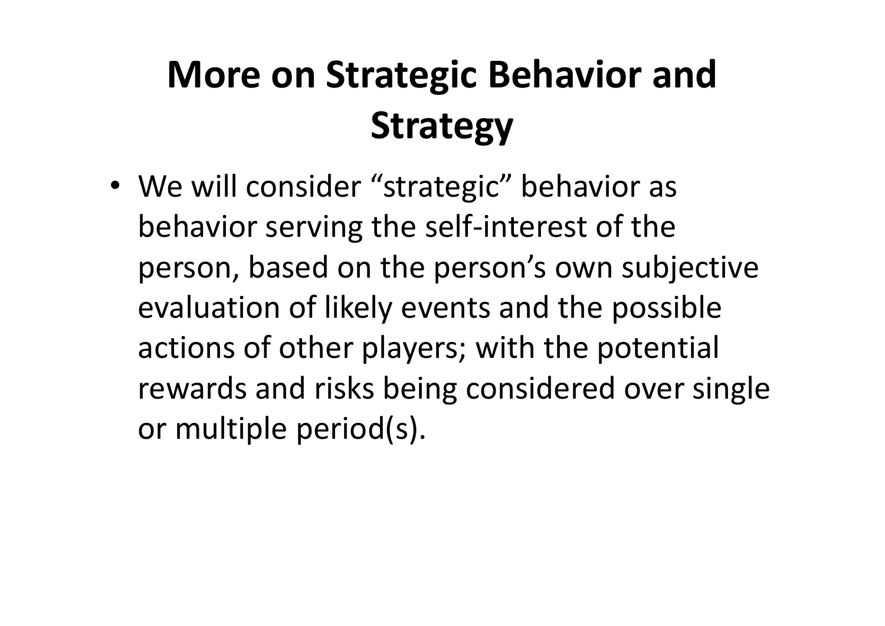# More on Strategic Behavior and Strategy

- We will consider “strategic” behavior as behavior serving the self-interest of the person, based on the person’s own subjective evaluation of likely events and the possible actions of other players; with the potential rewards and risks being considered over single or multiple period(s).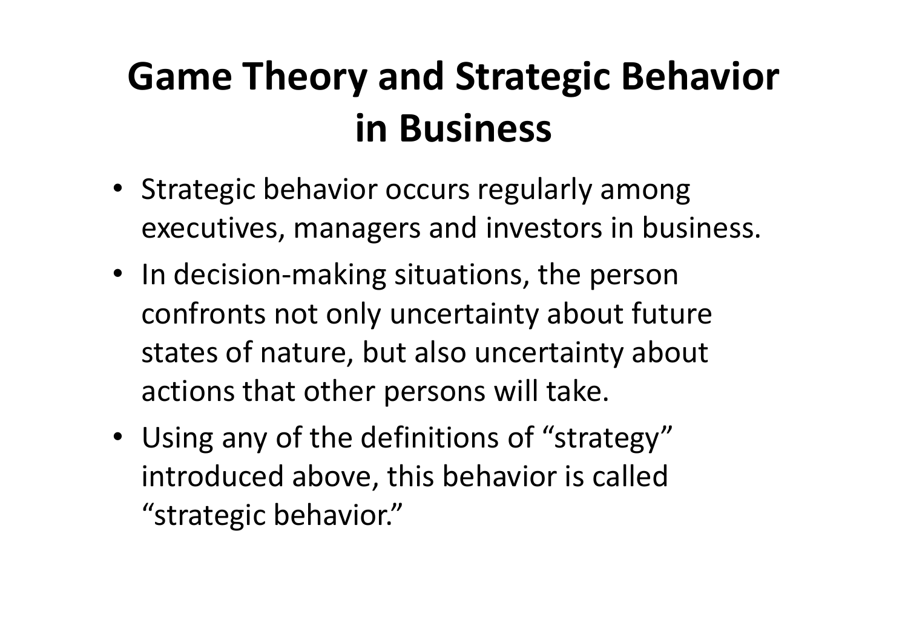# Game Theory and Strategic Behavior in Business

- Strategic behavior occurs regularly among executives, managers and investors in business.
- In decision-making situations, the person confronts not only uncertainty about future states of nature, but also uncertainty about actions that other persons will take.
- Using any of the definitions of “strategy” introduced above, this behavior is called “strategic behavior.”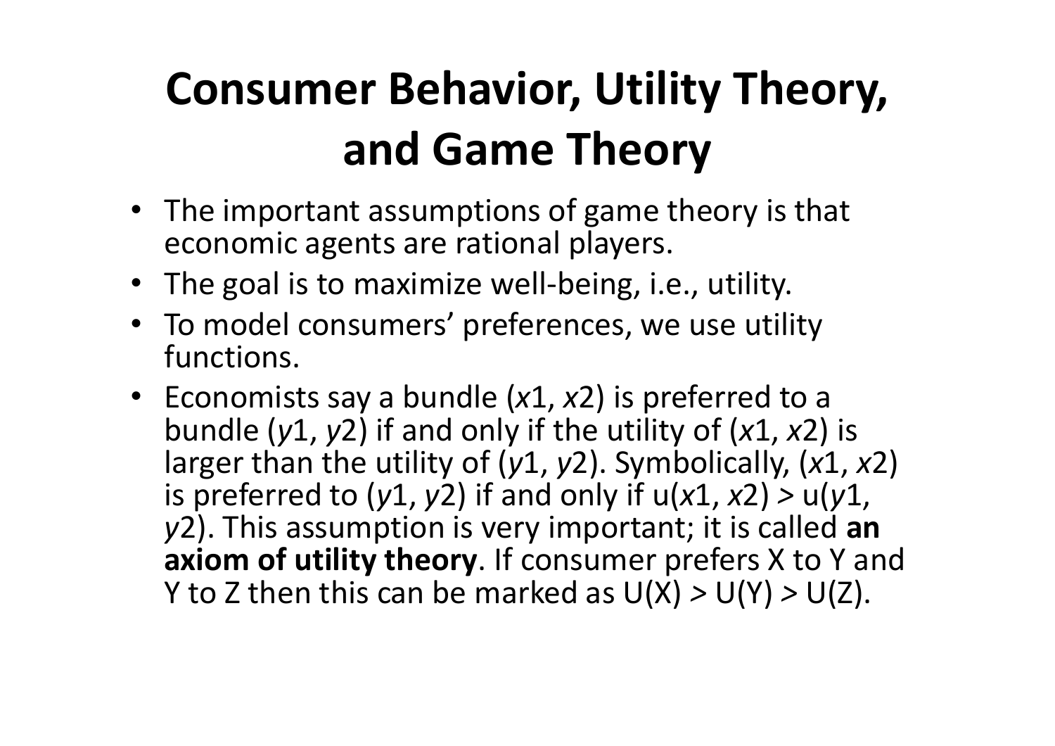# Consumer Behavior, Utility Theory, and Game Theory

- The important assumptions of game theory is that economic agents are rational players.
- The goal is to maximize well-being, i.e., utility.
- To model consumers' preferences, we use utility functions.
- Economists say a bundle $(x1, x2)$ is preferred to a bundle $(y1, y2)$ if and only if the utility of $(x1, x2)$ is larger than the utility of $(y1, y2)$. Symbolically, $(x1, x2)$ is preferred to $(y1, y2)$ if and only if $u(x1, x2) > u(y1, y2)$. This assumption is very important; it is called **an axiom of utility theory**. If consumer prefers X to Y and Y to Z then this can be marked as $U(X) > U(Y) > U(Z)$.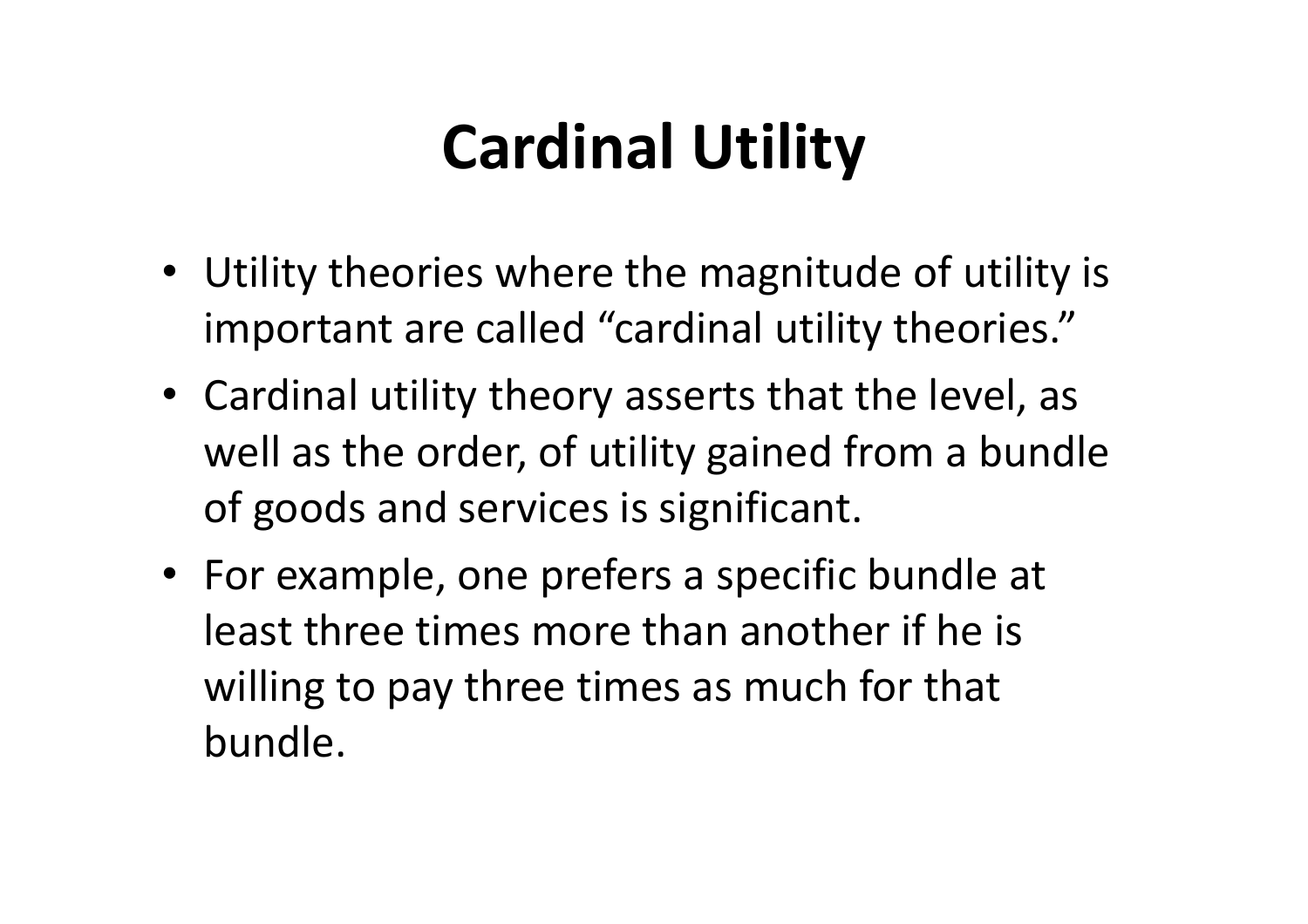# Cardinal Utility

- Utility theories where the magnitude of utility is important are called “cardinal utility theories.”
- Cardinal utility theory asserts that the level, as well as the order, of utility gained from a bundle of goods and services is significant.
- For example, one prefers a specific bundle at least three times more than another if he is willing to pay three times as much for that bundle.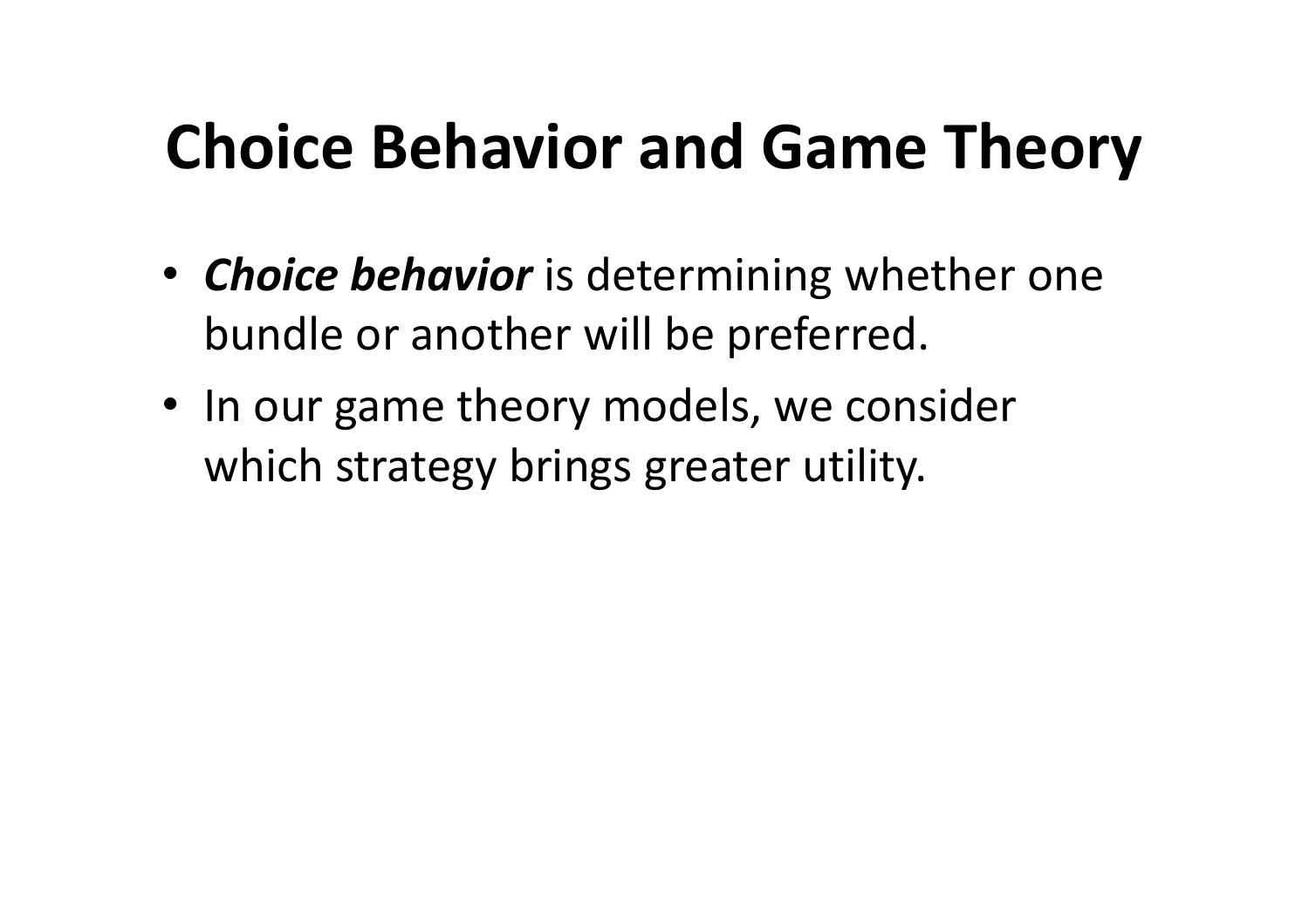# Choice Behavior and Game Theory

- ***Choice behavior*** is determining whether one bundle or another will be preferred.
- In our game theory models, we consider which strategy brings greater utility.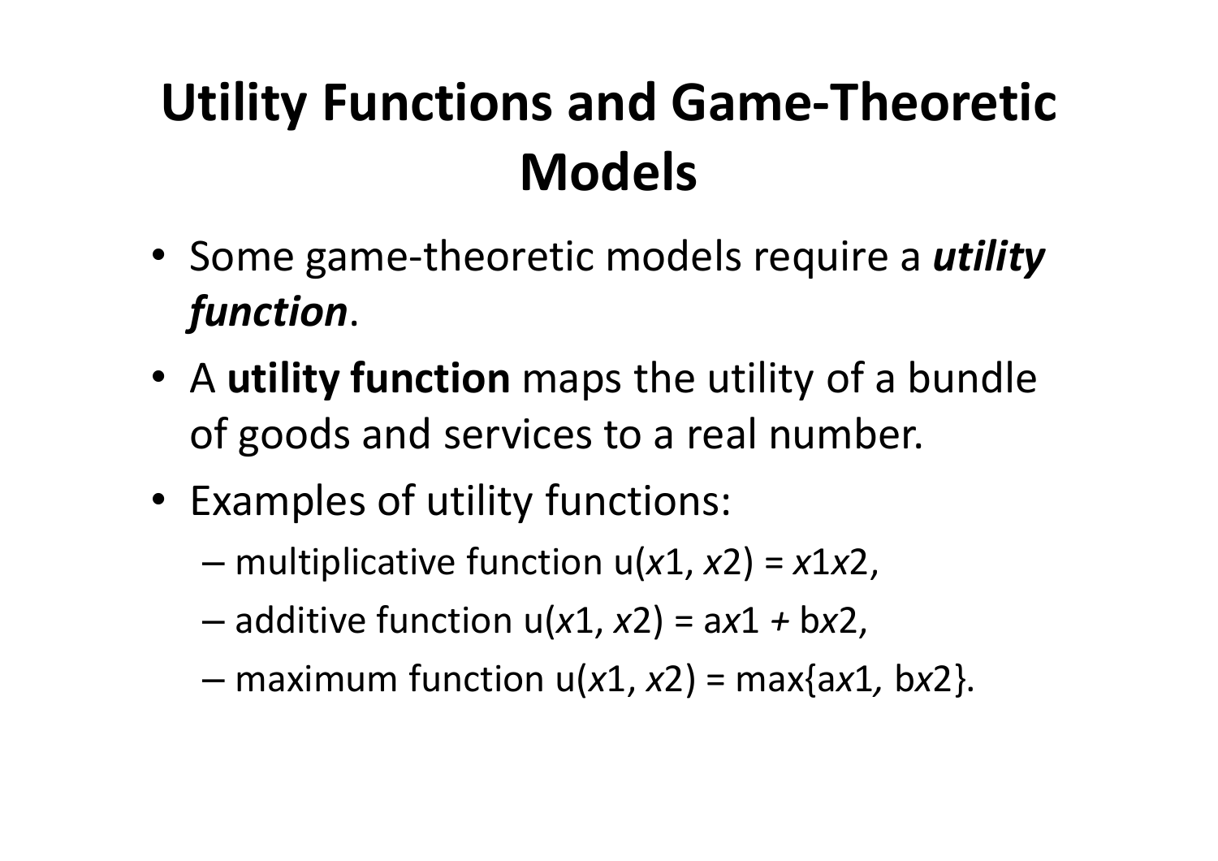# Utility Functions and Game-Theoretic Models

- Some game-theoretic models require a ***utility function***.
- A **utility function** maps the utility of a bundle of goods and services to a real number.
- Examples of utility functions:
  - multiplicative function $u(x_1, x_2) = x_1 x_2$,
  - additive function $u(x_1, x_2) = a x_1 + b x_2$,
  - maximum function $u(x_1, x_2) = \max\{a x_1, b x_2\}$.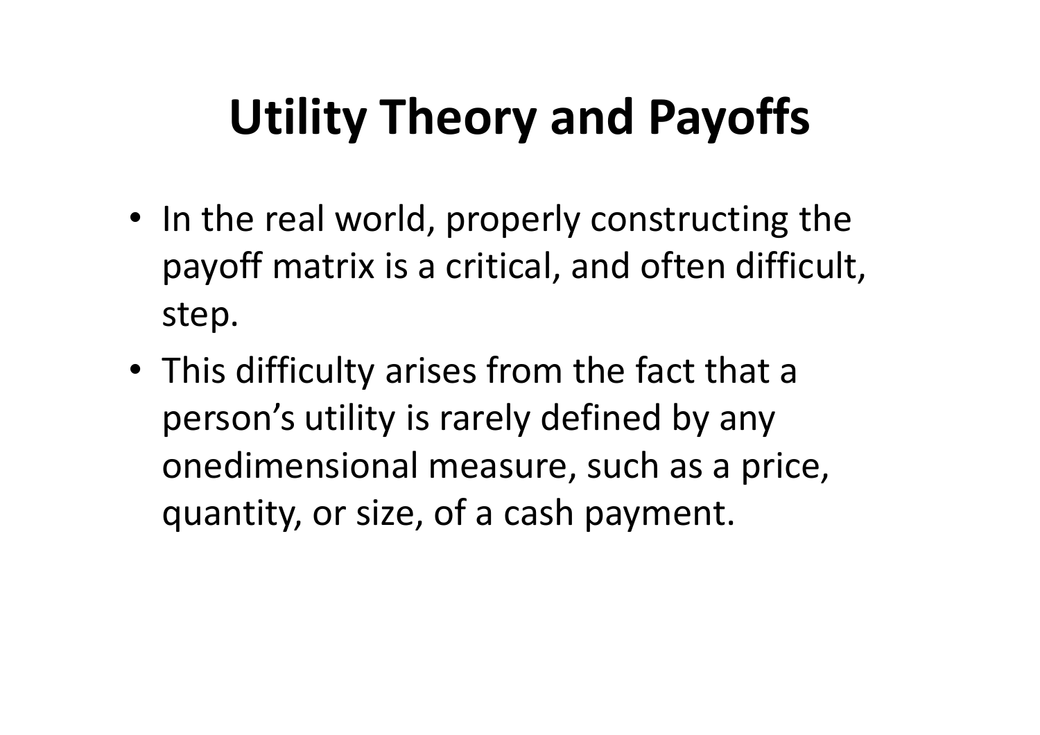# Utility Theory and Payoffs

- In the real world, properly constructing the payoff matrix is a critical, and often difficult, step.
- This difficulty arises from the fact that a person's utility is rarely defined by any onedimensional measure, such as a price, quantity, or size, of a cash payment.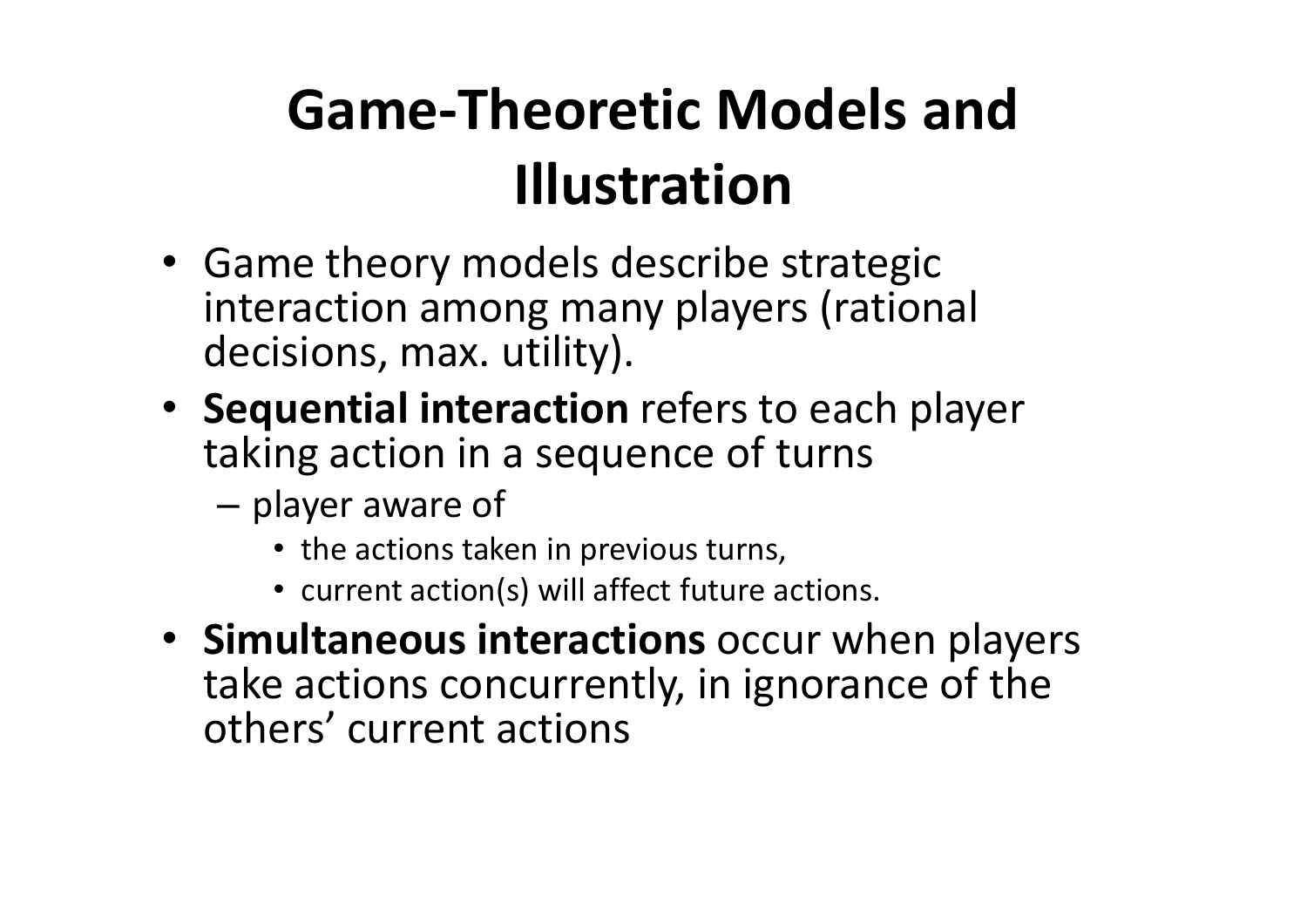# Game-Theoretic Models and Illustration

- Game theory models describe strategic interaction among many players (rational decisions, max. utility).
- **Sequential interaction** refers to each player taking action in a sequence of turns
  - player aware of
    - the actions taken in previous turns,
    - current action(s) will affect future actions.
- **Simultaneous interactions** occur when players take actions concurrently, in ignorance of the others' current actions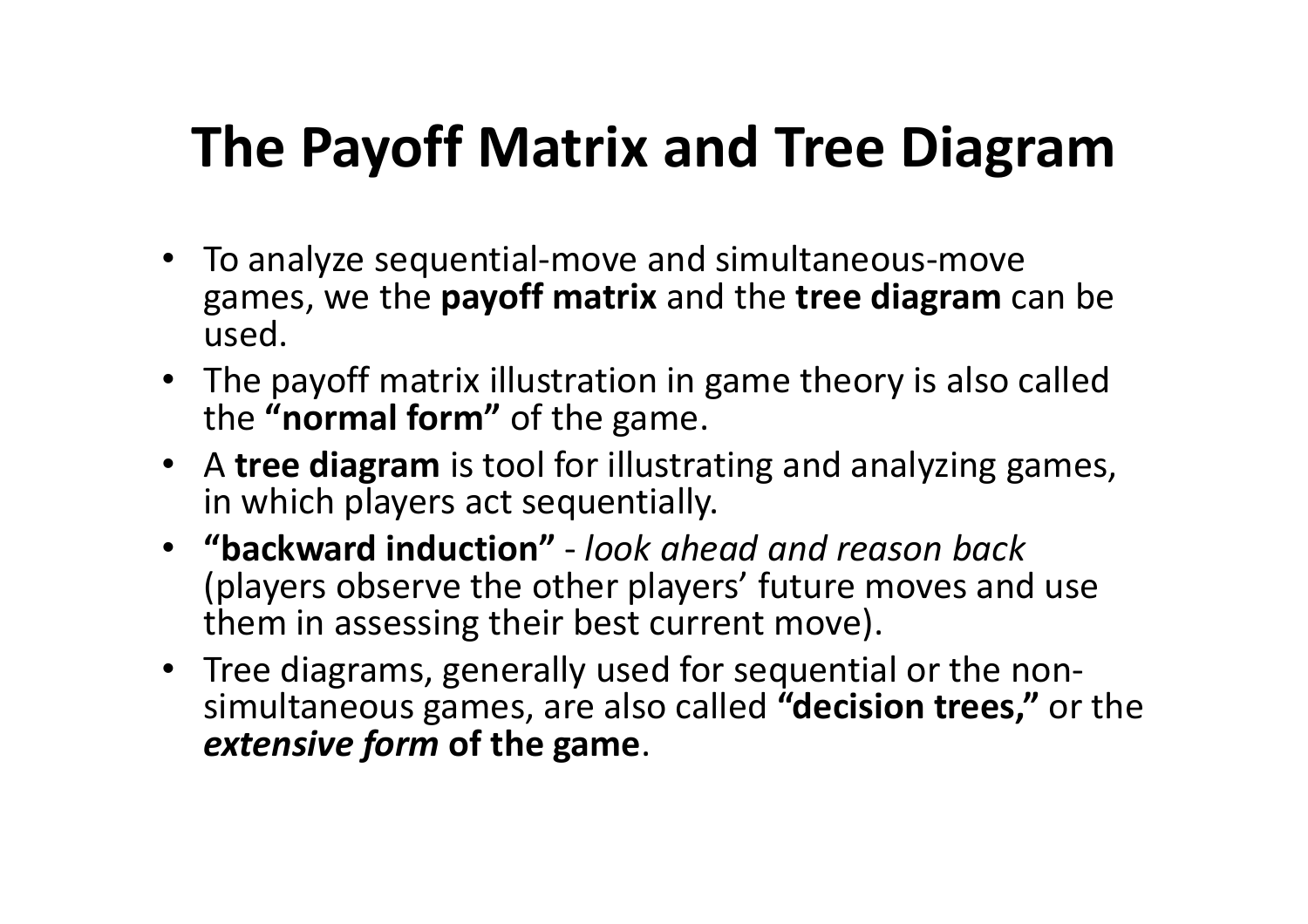# The Payoff Matrix and Tree Diagram

- To analyze sequential-move and simultaneous-move games, we the **payoff matrix** and the **tree diagram** can be used.
- The payoff matrix illustration in game theory is also called the **"normal form"** of the game.
- A **tree diagram** is tool for illustrating and analyzing games, in which players act sequentially.
- **"backward induction"** - *look ahead and reason back* (players observe the other players' future moves and use them in assessing their best current move).
- Tree diagrams, generally used for sequential or the non-simultaneous games, are also called **"decision trees,"** or the ***extensive form* of the game**.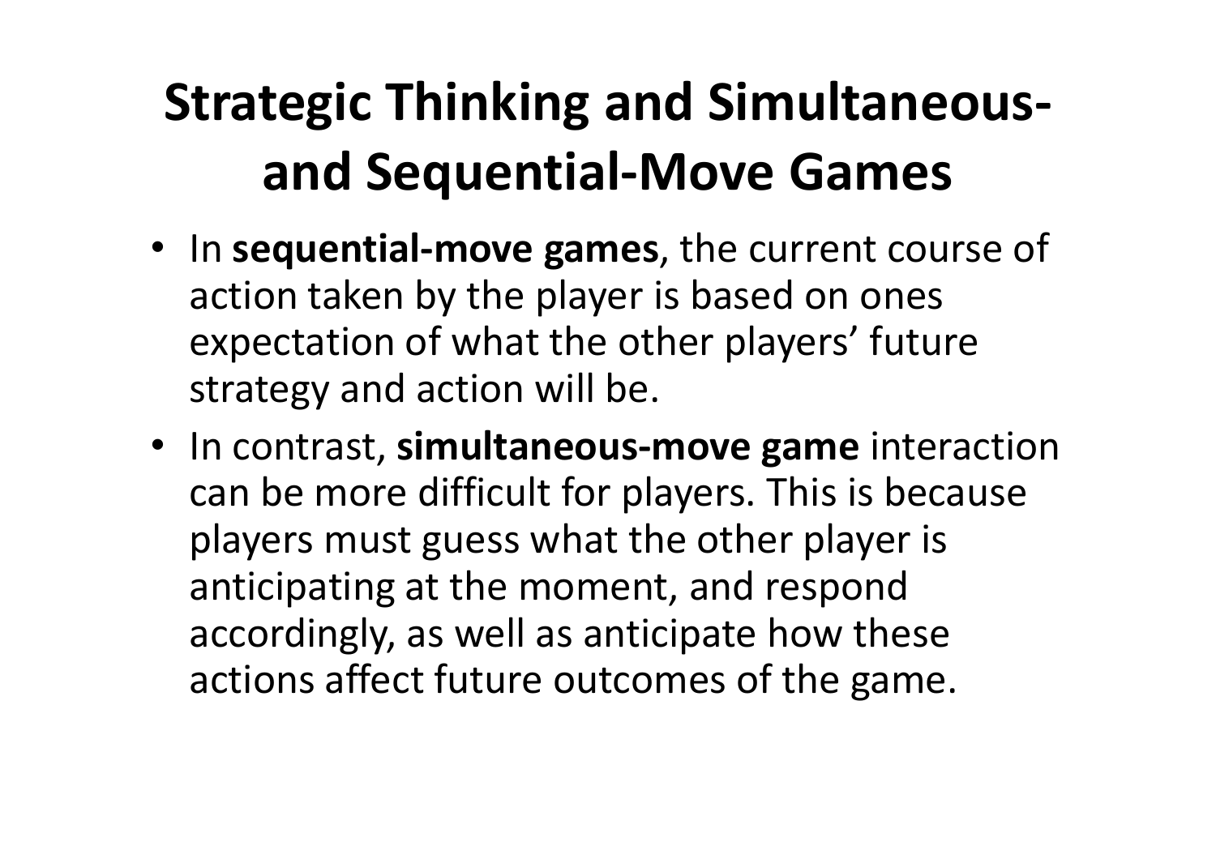# Strategic Thinking and Simultaneous- and Sequential-Move Games

- In **sequential-move games**, the current course of action taken by the player is based on ones expectation of what the other players' future strategy and action will be.
- In contrast, **simultaneous-move game** interaction can be more difficult for players. This is because players must guess what the other player is anticipating at the moment, and respond accordingly, as well as anticipate how these actions affect future outcomes of the game.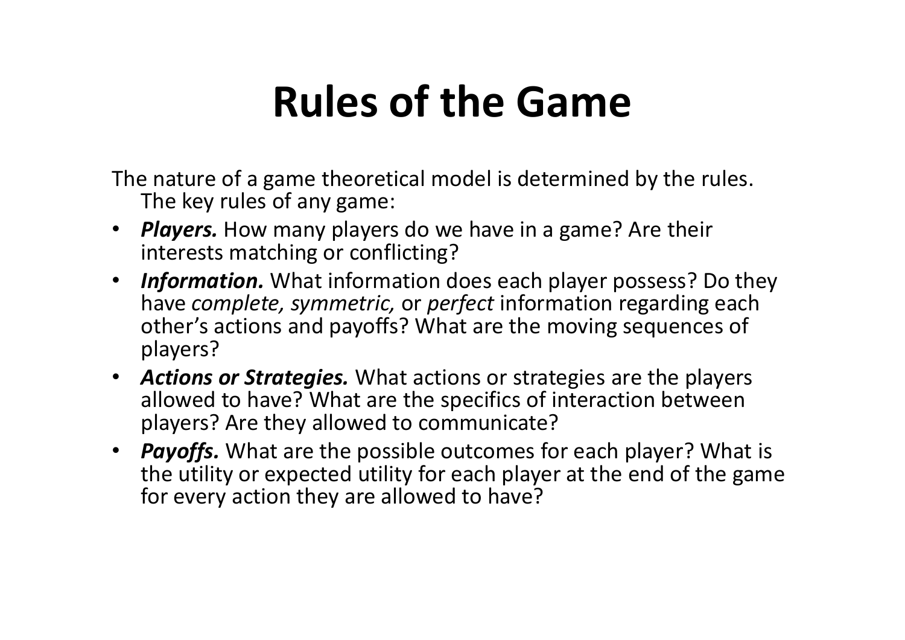# Rules of the Game

The nature of a game theoretical model is determined by the rules. The key rules of any game:

- ***Players.*** How many players do we have in a game? Are their interests matching or conflicting?
- ***Information.*** What information does each player possess? Do they have *complete, symmetric,* or *perfect* information regarding each other's actions and payoffs? What are the moving sequences of players?
- ***Actions or Strategies.*** What actions or strategies are the players allowed to have? What are the specifics of interaction between players? Are they allowed to communicate?
- ***Payoffs.*** What are the possible outcomes for each player? What is the utility or expected utility for each player at the end of the game for every action they are allowed to have?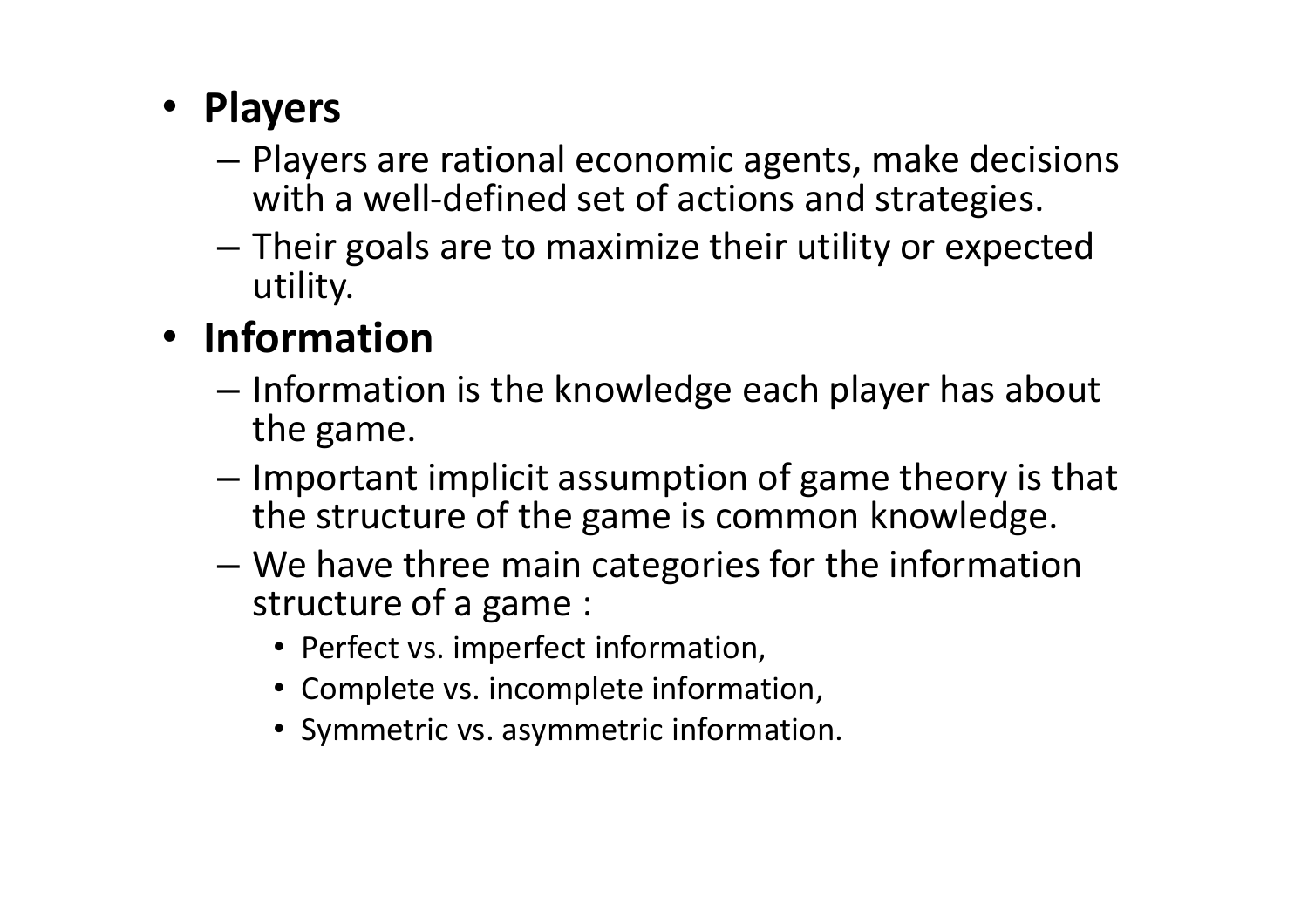- **Players**
  - Players are rational economic agents, make decisions with a well-defined set of actions and strategies.
  - Their goals are to maximize their utility or expected utility.
- **Information**
  - Information is the knowledge each player has about the game.
  - Important implicit assumption of game theory is that the structure of the game is common knowledge.
  - We have three main categories for the information structure of a game :
    - Perfect vs. imperfect information,
    - Complete vs. incomplete information,
    - Symmetric vs. asymmetric information.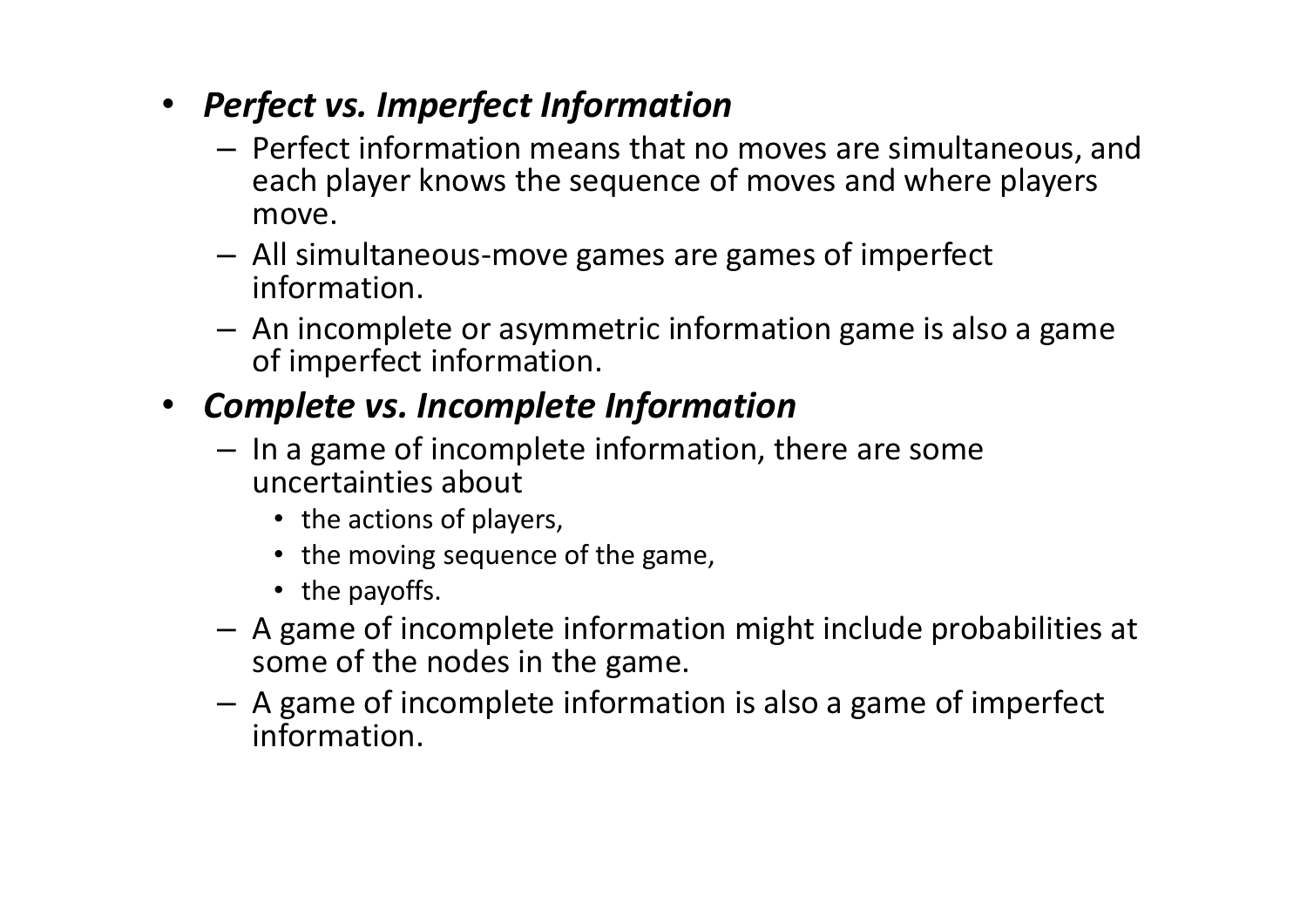- ***Perfect vs. Imperfect Information***
  - Perfect information means that no moves are simultaneous, and each player knows the sequence of moves and where players move.
  - All simultaneous-move games are games of imperfect information.
  - An incomplete or asymmetric information game is also a game of imperfect information.
- ***Complete vs. Incomplete Information***
  - In a game of incomplete information, there are some uncertainties about
    - the actions of players,
    - the moving sequence of the game,
    - the payoffs.
  - A game of incomplete information might include probabilities at some of the nodes in the game.
  - A game of incomplete information is also a game of imperfect information.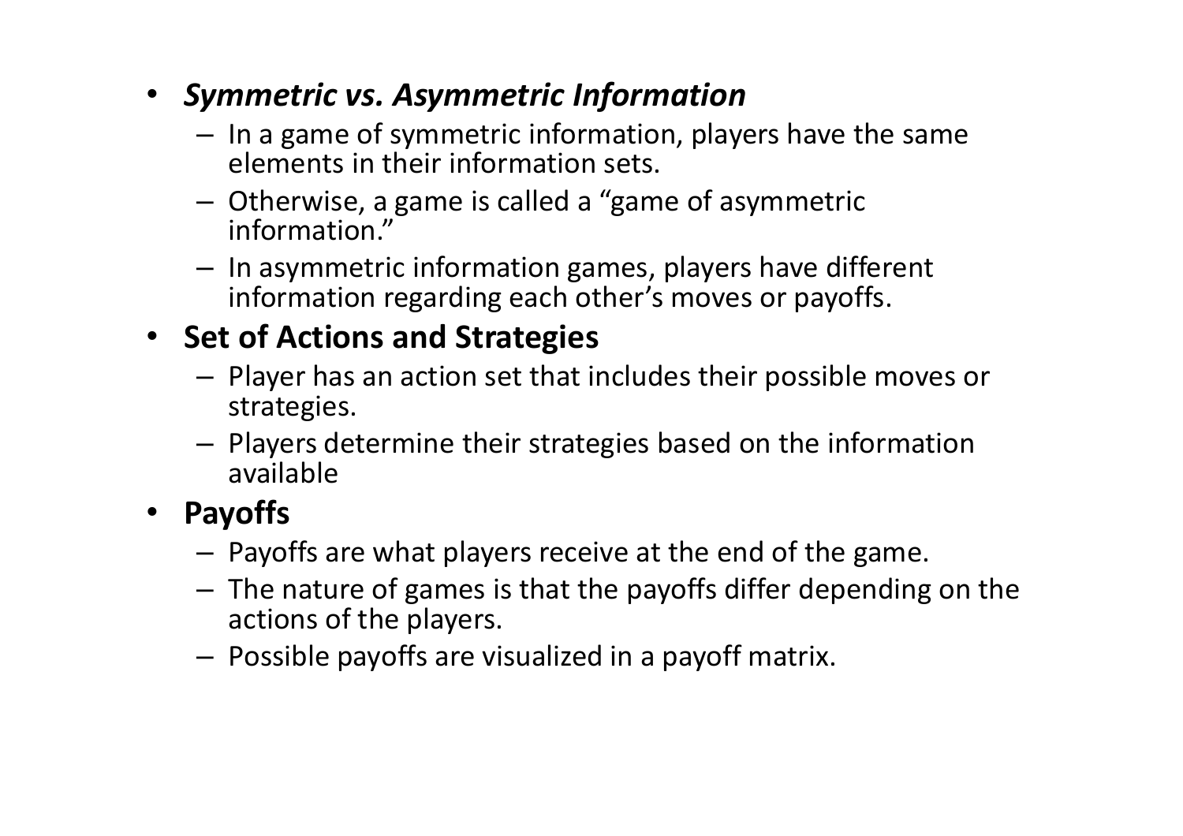- ***Symmetric vs. Asymmetric Information***
  - In a game of symmetric information, players have the same elements in their information sets.
  - Otherwise, a game is called a "game of asymmetric information."
  - In asymmetric information games, players have different information regarding each other's moves or payoffs.
- **Set of Actions and Strategies**
  - Player has an action set that includes their possible moves or strategies.
  - Players determine their strategies based on the information available
- **Payoffs**
  - Payoffs are what players receive at the end of the game.
  - The nature of games is that the payoffs differ depending on the actions of the players.
  - Possible payoffs are visualized in a payoff matrix.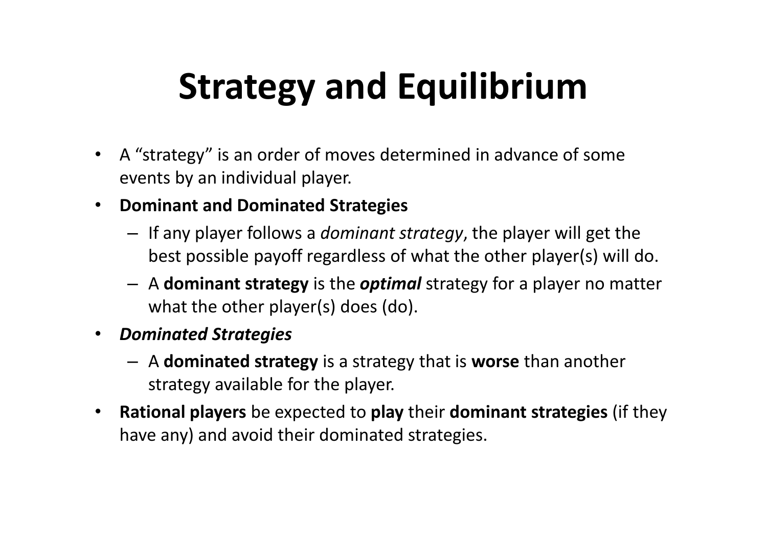# Strategy and Equilibrium

- A "strategy" is an order of moves determined in advance of some events by an individual player.
- **Dominant and Dominated Strategies**
  - If any player follows a *dominant strategy*, the player will get the best possible payoff regardless of what the other player(s) will do.
  - A **dominant strategy** is the ***optimal*** strategy for a player no matter what the other player(s) does (do).
- ***Dominated Strategies***
  - A **dominated strategy** is a strategy that is **worse** than another strategy available for the player.
- **Rational players** be expected to **play** their **dominant strategies** (if they have any) and avoid their dominated strategies.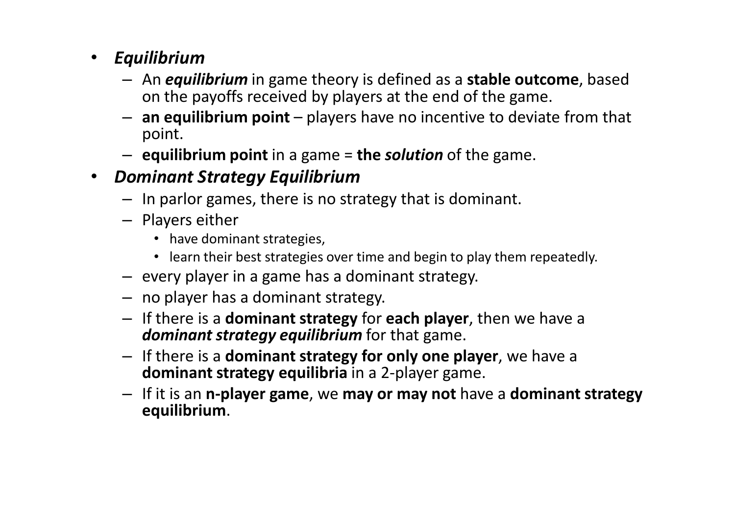- ***Equilibrium***
  - An ***equilibrium*** in game theory is defined as a **stable outcome**, based on the payoffs received by players at the end of the game.
  - **an equilibrium point** – players have no incentive to deviate from that point.
  - **equilibrium point** in a game = **the *solution*** of the game.
- ***Dominant Strategy Equilibrium***
  - In parlor games, there is no strategy that is dominant.
  - Players either
    - have dominant strategies,
    - learn their best strategies over time and begin to play them repeatedly.
  - every player in a game has a dominant strategy.
  - no player has a dominant strategy.
  - If there is a **dominant strategy** for **each player**, then we have a ***dominant strategy equilibrium*** for that game.
  - If there is a **dominant strategy for only one player**, we have a **dominant strategy equilibria** in a 2-player game.
  - If it is an **n-player game**, we **may or may not** have a **dominant strategy equilibrium**.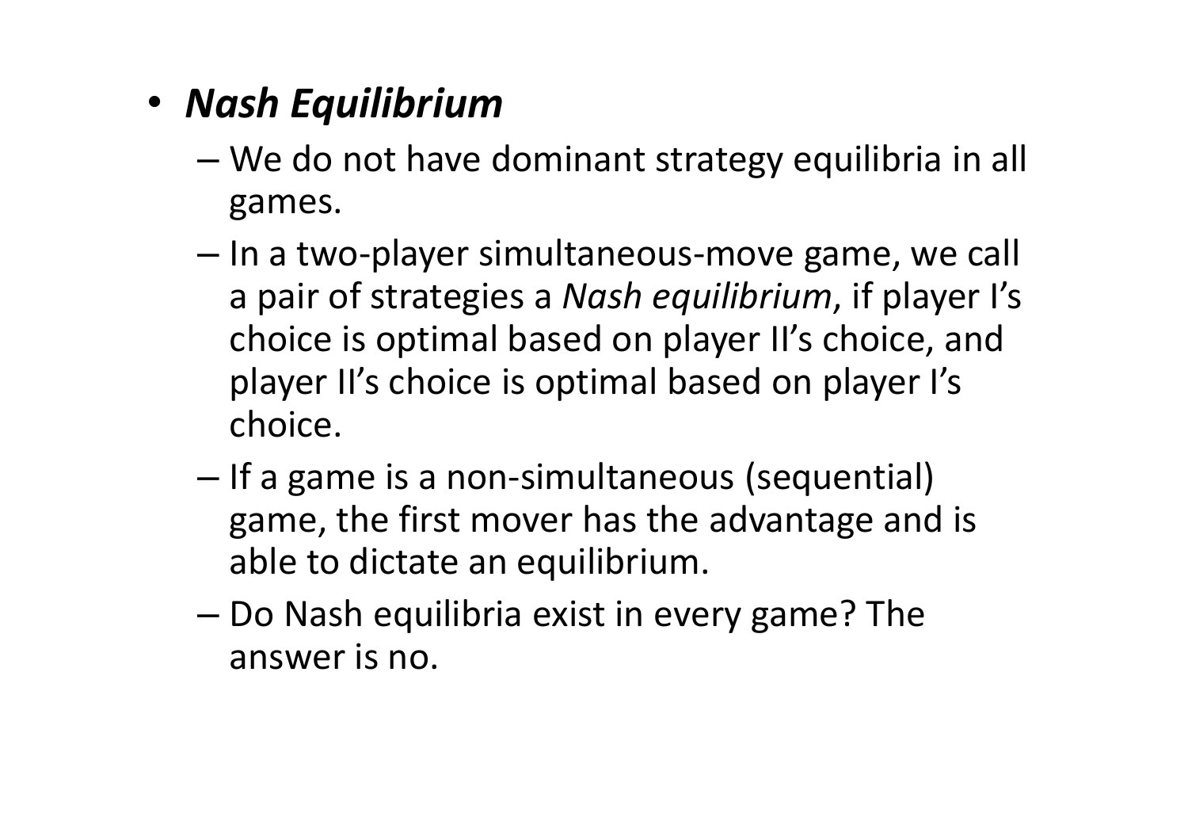- ***Nash Equilibrium***
  - We do not have dominant strategy equilibria in all games.
  - In a two-player simultaneous-move game, we call a pair of strategies a *Nash equilibrium*, if player I's choice is optimal based on player II's choice, and player II's choice is optimal based on player I's choice.
  - If a game is a non-simultaneous (sequential) game, the first mover has the advantage and is able to dictate an equilibrium.
  - Do Nash equilibria exist in every game? The answer is no.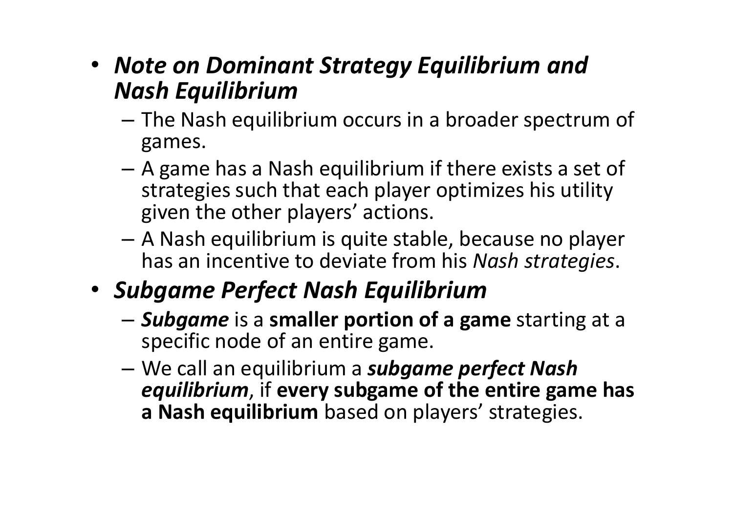- ***Note on Dominant Strategy Equilibrium and Nash Equilibrium***
  - The Nash equilibrium occurs in a broader spectrum of games.
  - A game has a Nash equilibrium if there exists a set of strategies such that each player optimizes his utility given the other players' actions.
  - A Nash equilibrium is quite stable, because no player has an incentive to deviate from his *Nash strategies*.
- ***Subgame Perfect Nash Equilibrium***
  - ***Subgame*** is a **smaller portion of a game** starting at a specific node of an entire game.
  - We call an equilibrium a ***subgame perfect Nash equilibrium***, if **every subgame of the entire game has a Nash equilibrium** based on players' strategies.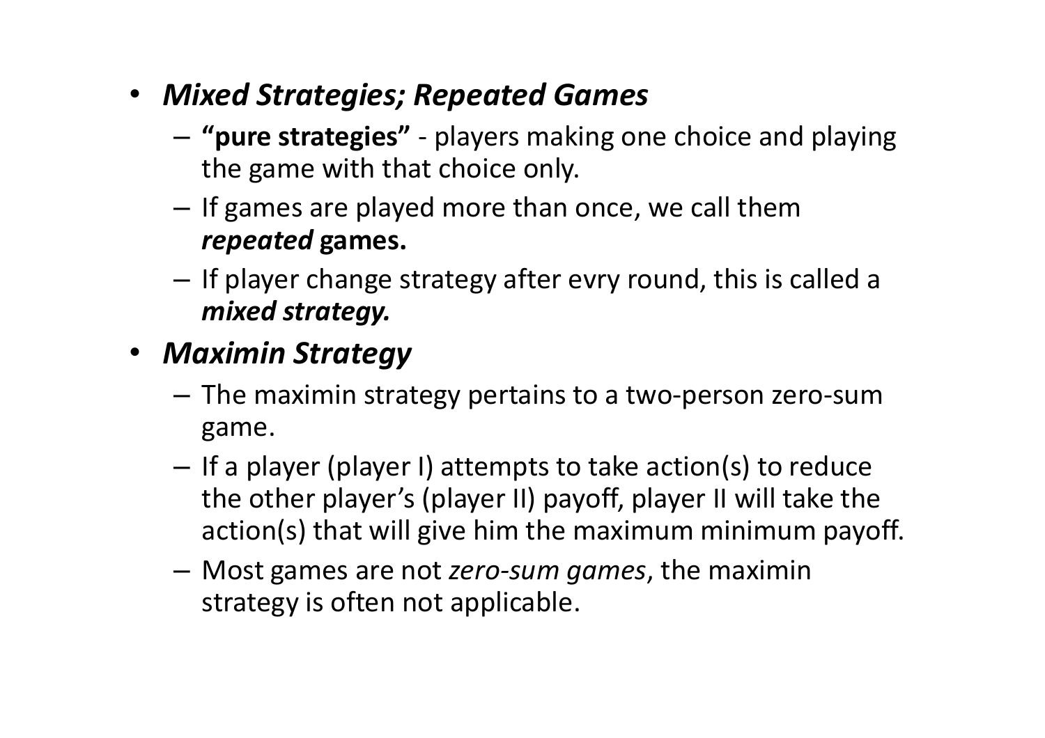- ***Mixed Strategies; Repeated Games***
  - **"pure strategies"** - players making one choice and playing the game with that choice only.
  - If games are played more than once, we call them ***repeated*** **games.**
  - If player change strategy after evry round, this is called a ***mixed strategy.***
- ***Maximin Strategy***
  - The maximin strategy pertains to a two-person zero-sum game.
  - If a player (player I) attempts to take action(s) to reduce the other player's (player II) payoff, player II will take the action(s) that will give him the maximum minimum payoff.
  - Most games are not *zero-sum games*, the maximin strategy is often not applicable.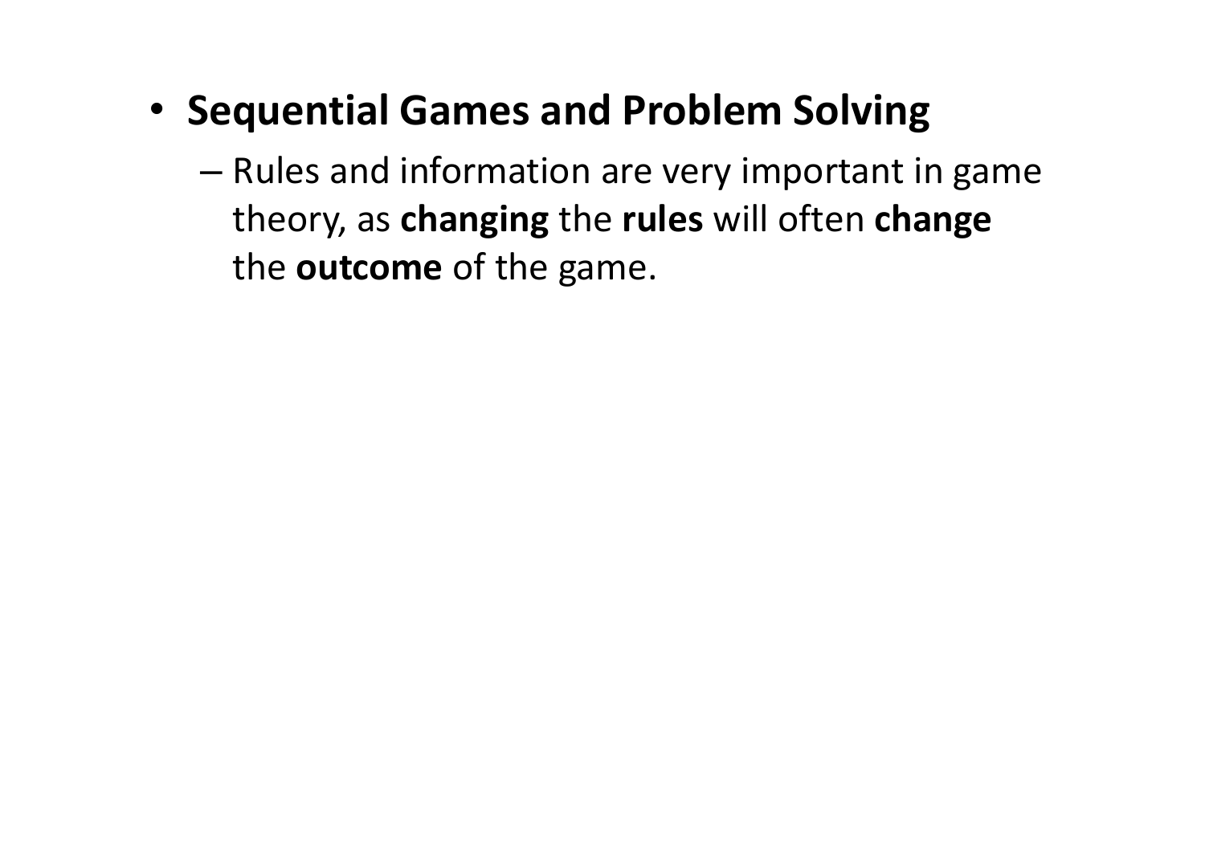- **Sequential Games and Problem Solving**
  - Rules and information are very important in game theory, as **changing** the **rules** will often **change** the **outcome** of the game.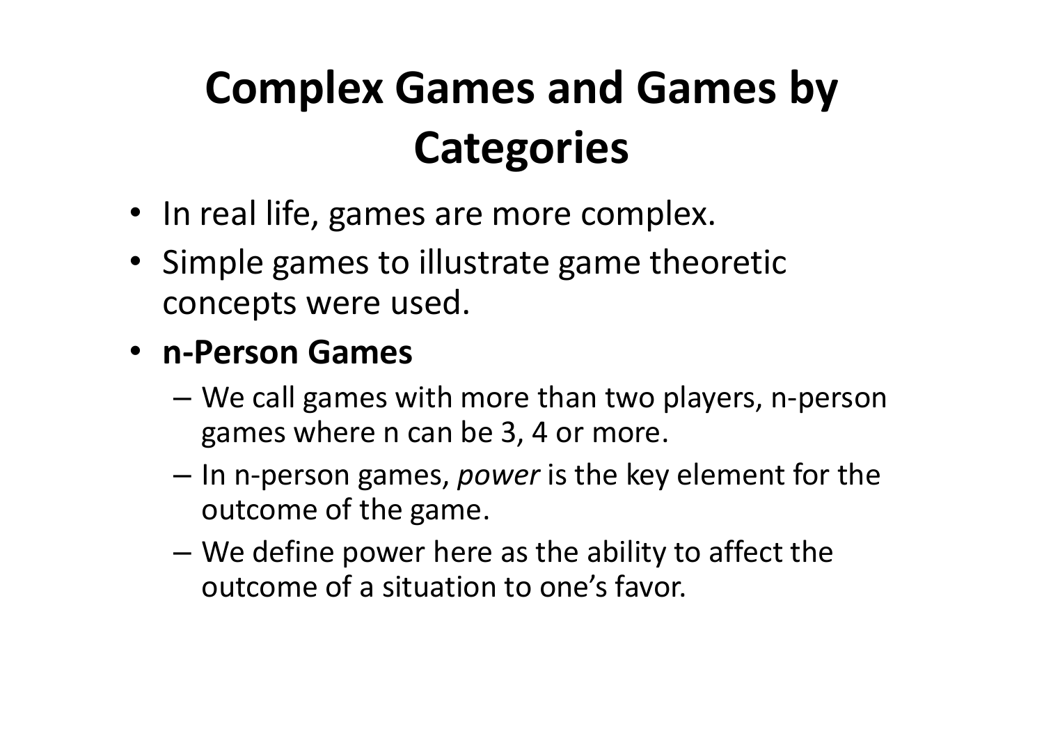# Complex Games and Games by Categories

- In real life, games are more complex.
- Simple games to illustrate game theoretic concepts were used.
- **n-Person Games**
  - We call games with more than two players, n-person games where n can be 3, 4 or more.
  - In n-person games, *power* is the key element for the outcome of the game.
  - We define power here as the ability to affect the outcome of a situation to one's favor.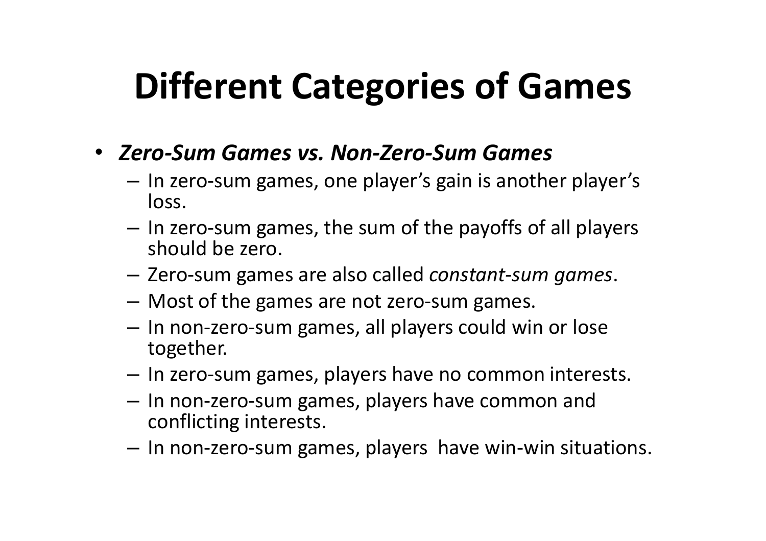# Different Categories of Games

- ***Zero-Sum Games vs. Non-Zero-Sum Games***
  - In zero-sum games, one player's gain is another player's loss.
  - In zero-sum games, the sum of the payoffs of all players should be zero.
  - Zero-sum games are also called *constant-sum games*.
  - Most of the games are not zero-sum games.
  - In non-zero-sum games, all players could win or lose together.
  - In zero-sum games, players have no common interests.
  - In non-zero-sum games, players have common and conflicting interests.
  - In non-zero-sum games, players have win-win situations.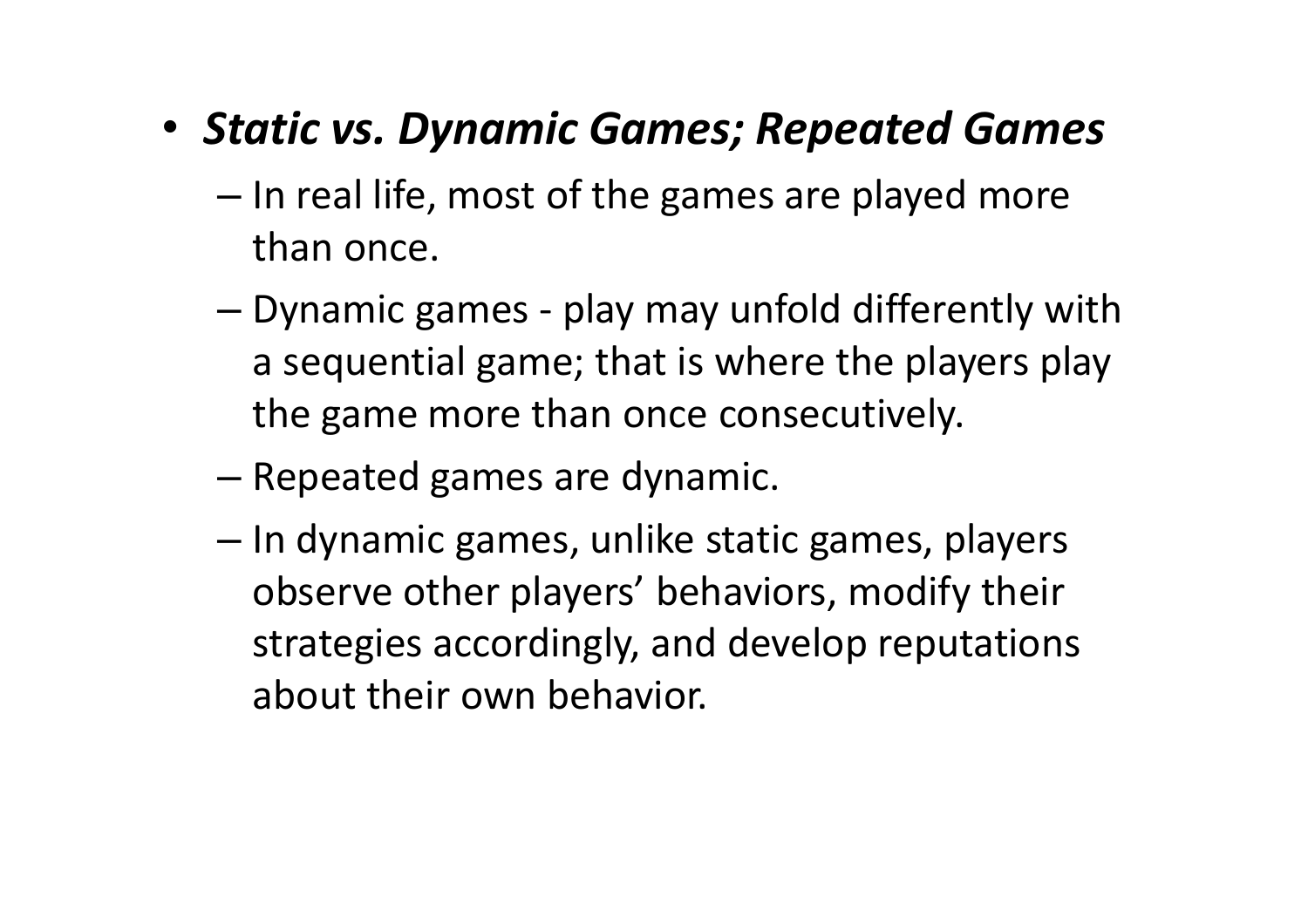- ***Static vs. Dynamic Games; Repeated Games***
  - In real life, most of the games are played more than once.
  - Dynamic games - play may unfold differently with a sequential game; that is where the players play the game more than once consecutively.
  - Repeated games are dynamic.
  - In dynamic games, unlike static games, players observe other players' behaviors, modify their strategies accordingly, and develop reputations about their own behavior.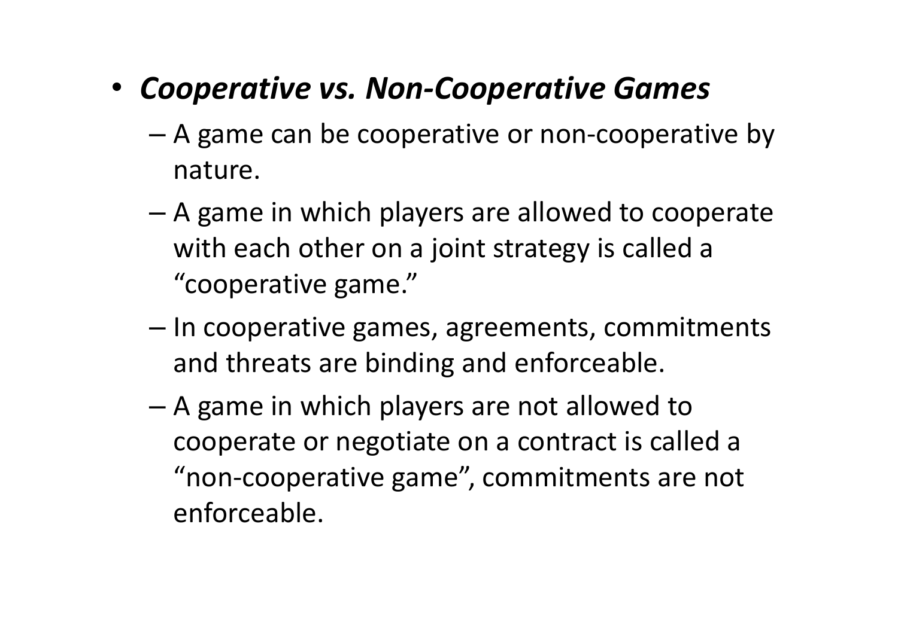- ***Cooperative vs. Non-Cooperative Games***
  - A game can be cooperative or non-cooperative by nature.
  - A game in which players are allowed to cooperate with each other on a joint strategy is called a “cooperative game.”
  - In cooperative games, agreements, commitments and threats are binding and enforceable.
  - A game in which players are not allowed to cooperate or negotiate on a contract is called a “non-cooperative game”, commitments are not enforceable.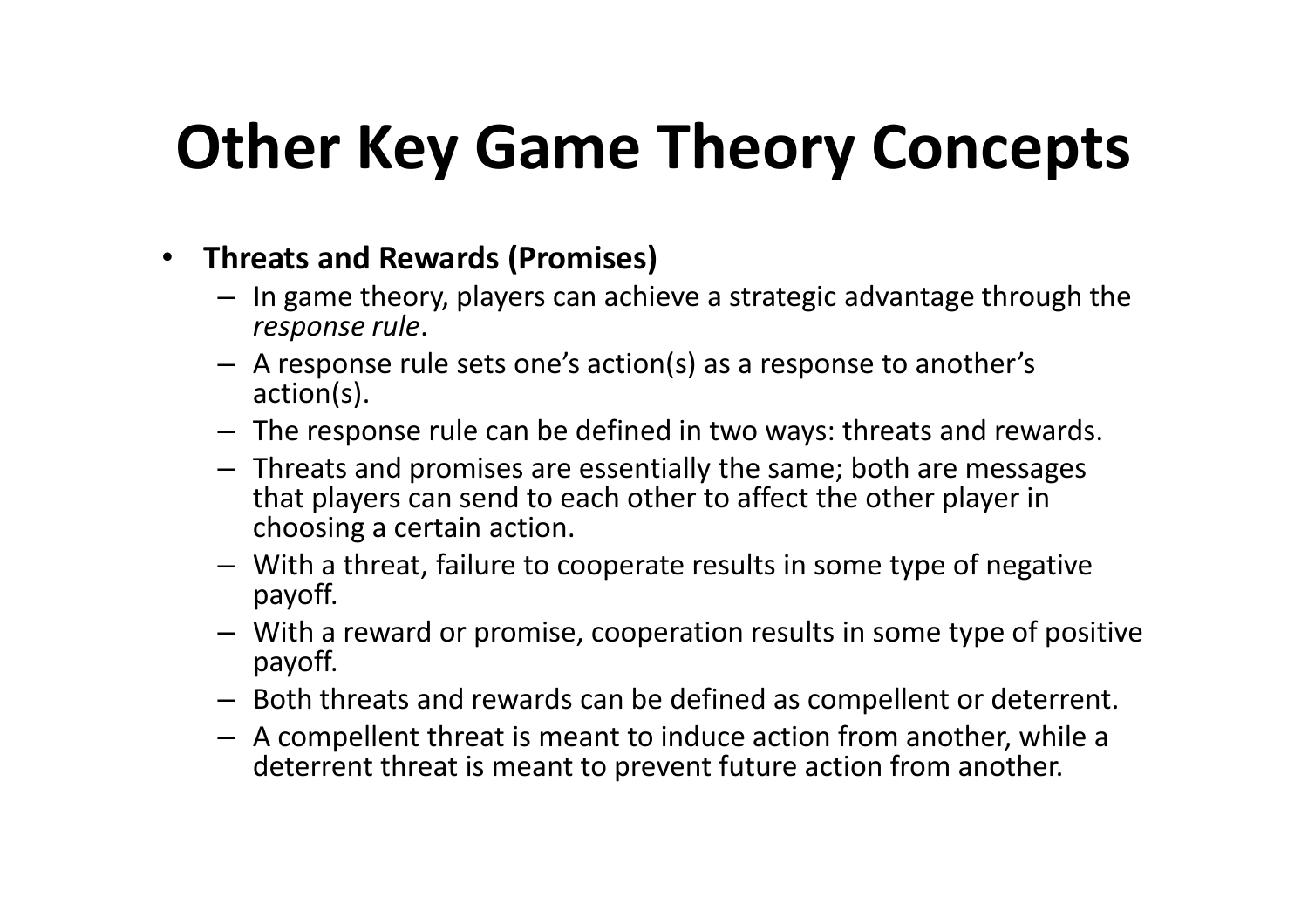# Other Key Game Theory Concepts

- **Threats and Rewards (Promises)**
  - In game theory, players can achieve a strategic advantage through the *response rule*.
  - A response rule sets one's action(s) as a response to another's action(s).
  - The response rule can be defined in two ways: threats and rewards.
  - Threats and promises are essentially the same; both are messages that players can send to each other to affect the other player in choosing a certain action.
  - With a threat, failure to cooperate results in some type of negative payoff.
  - With a reward or promise, cooperation results in some type of positive payoff.
  - Both threats and rewards can be defined as compellent or deterrent.
  - A compellent threat is meant to induce action from another, while a deterrent threat is meant to prevent future action from another.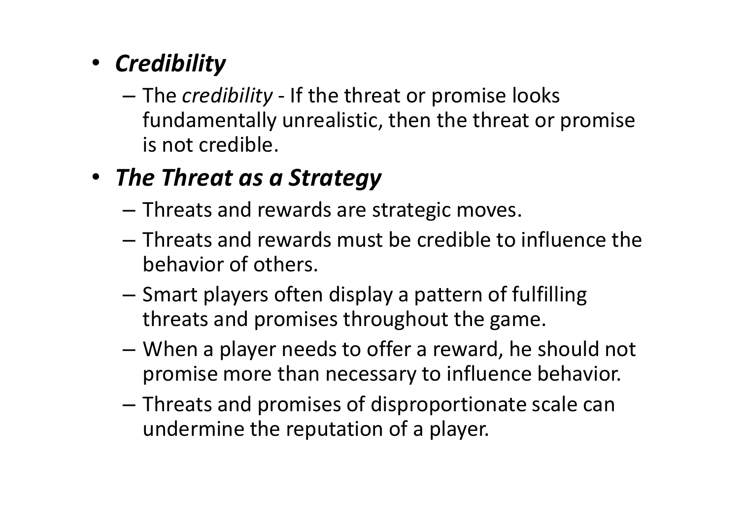- ***Credibility***
  - The *credibility* - If the threat or promise looks fundamentally unrealistic, then the threat or promise is not credible.
- ***The Threat as a Strategy***
  - Threats and rewards are strategic moves.
  - Threats and rewards must be credible to influence the behavior of others.
  - Smart players often display a pattern of fulfilling threats and promises throughout the game.
  - When a player needs to offer a reward, he should not promise more than necessary to influence behavior.
  - Threats and promises of disproportionate scale can undermine the reputation of a player.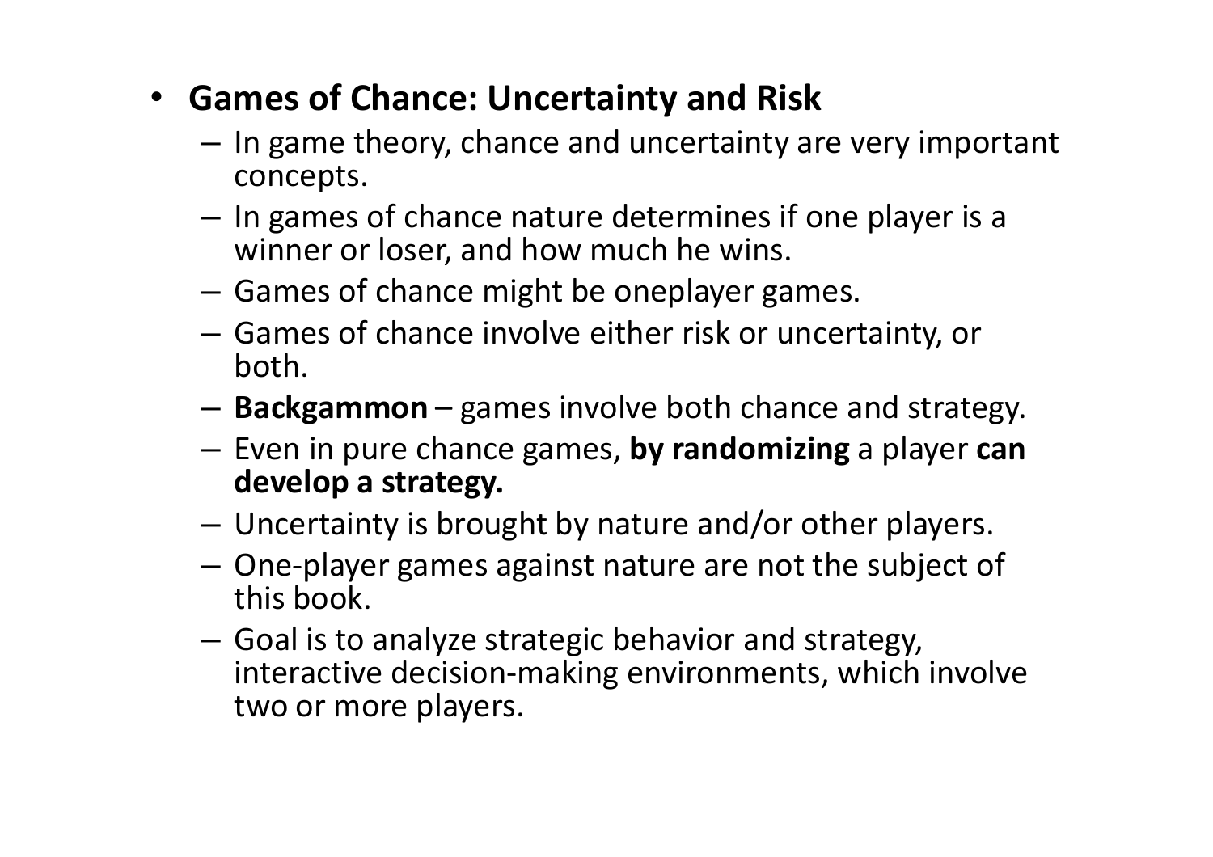- **Games of Chance: Uncertainty and Risk**
  - In game theory, chance and uncertainty are very important concepts.
  - In games of chance nature determines if one player is a winner or loser, and how much he wins.
  - Games of chance might be oneplayer games.
  - Games of chance involve either risk or uncertainty, or both.
  - **Backgammon** – games involve both chance and strategy.
  - Even in pure chance games, **by randomizing** a player **can develop a strategy.**
  - Uncertainty is brought by nature and/or other players.
  - One-player games against nature are not the subject of this book.
  - Goal is to analyze strategic behavior and strategy, interactive decision-making environments, which involve two or more players.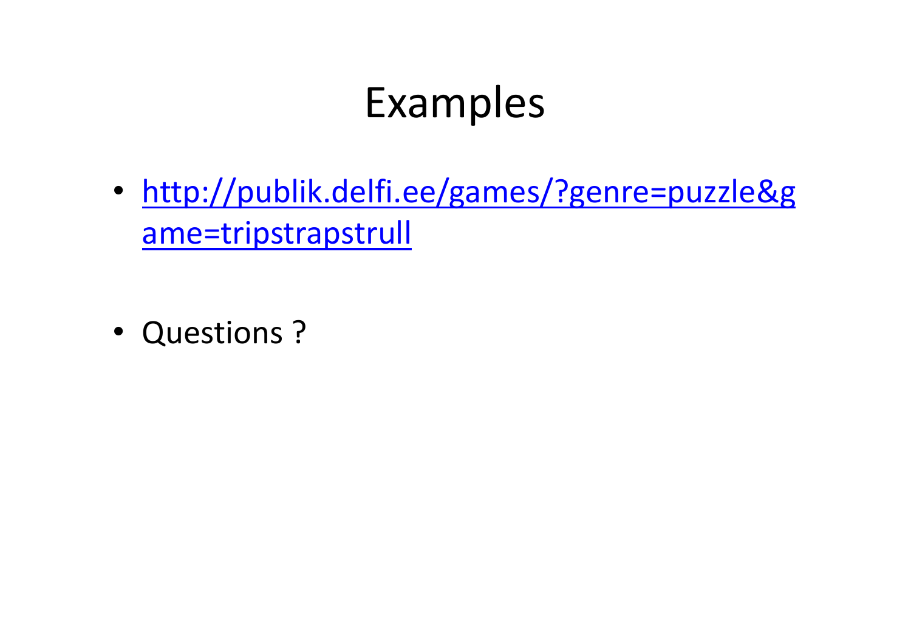# Examples

- [http://publik.delfi.ee/games/?genre=puzzle&game=tripstrapstrull](http://publik.delfi.ee/games/?genre=puzzle&game=tripstrapstrull)

- Questions ?